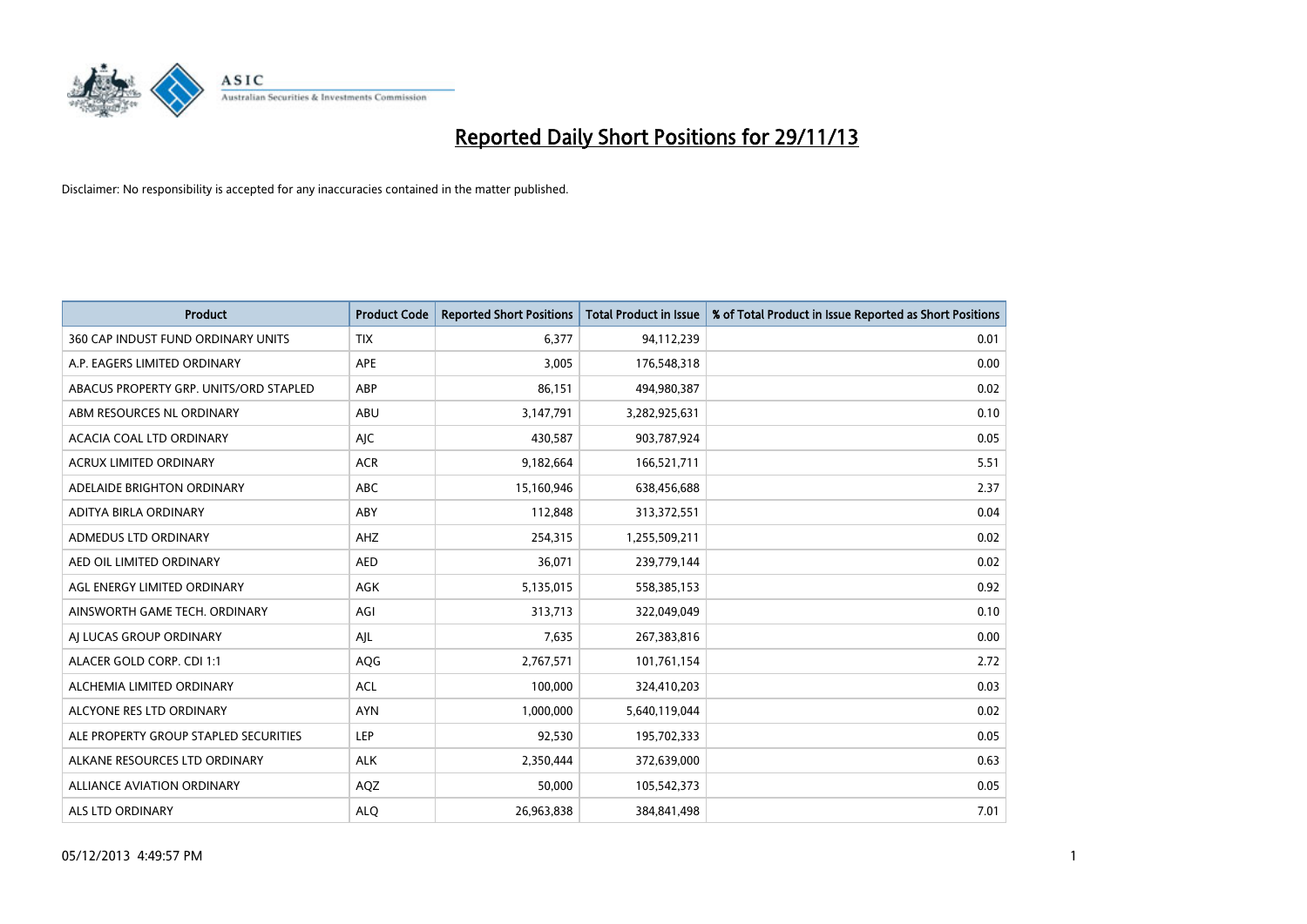# Reported Daily Short Positions for 29/11/13

Disclaimer: No responsibility is accepted for any inaccuracies contained in the matter published.

| Product | Product Code | Reported Short Positions | Total Product in Issue | % of Total Product in Issue Reported as Short Positions |
|---|---|---|---|---|
| 360 CAP INDUST FUND ORDINARY UNITS | TIX | 6,377 | 94,112,239 | 0.01 |
| A.P. EAGERS LIMITED ORDINARY | APE | 3,005 | 176,548,318 | 0.00 |
| ABACUS PROPERTY GRP. UNITS/ORD STAPLED | ABP | 86,151 | 494,980,387 | 0.02 |
| ABM RESOURCES NL ORDINARY | ABU | 3,147,791 | 3,282,925,631 | 0.10 |
| ACACIA COAL LTD ORDINARY | AJC | 430,587 | 903,787,924 | 0.05 |
| ACRUX LIMITED ORDINARY | ACR | 9,182,664 | 166,521,711 | 5.51 |
| ADELAIDE BRIGHTON ORDINARY | ABC | 15,160,946 | 638,456,688 | 2.37 |
| ADITYA BIRLA ORDINARY | ABY | 112,848 | 313,372,551 | 0.04 |
| ADMEDUS LTD ORDINARY | AHZ | 254,315 | 1,255,509,211 | 0.02 |
| AED OIL LIMITED ORDINARY | AED | 36,071 | 239,779,144 | 0.02 |
| AGL ENERGY LIMITED ORDINARY | AGK | 5,135,015 | 558,385,153 | 0.92 |
| AINSWORTH GAME TECH. ORDINARY | AGI | 313,713 | 322,049,049 | 0.10 |
| AJ LUCAS GROUP ORDINARY | AJL | 7,635 | 267,383,816 | 0.00 |
| ALACER GOLD CORP. CDI 1:1 | AQG | 2,767,571 | 101,761,154 | 2.72 |
| ALCHEMIA LIMITED ORDINARY | ACL | 100,000 | 324,410,203 | 0.03 |
| ALCYONE RES LTD ORDINARY | AYN | 1,000,000 | 5,640,119,044 | 0.02 |
| ALE PROPERTY GROUP STAPLED SECURITIES | LEP | 92,530 | 195,702,333 | 0.05 |
| ALKANE RESOURCES LTD ORDINARY | ALK | 2,350,444 | 372,639,000 | 0.63 |
| ALLIANCE AVIATION ORDINARY | AQZ | 50,000 | 105,542,373 | 0.05 |
| ALS LTD ORDINARY | ALQ | 26,963,838 | 384,841,498 | 7.01 |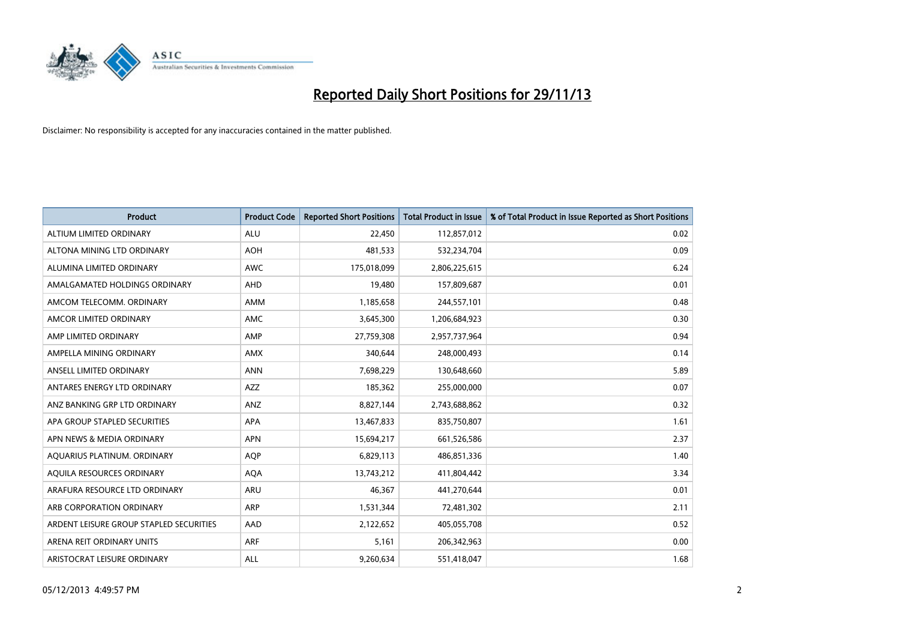# Reported Daily Short Positions for 29/11/13

Disclaimer: No responsibility is accepted for any inaccuracies contained in the matter published.

| Product | Product Code | Reported Short Positions | Total Product in Issue | % of Total Product in Issue Reported as Short Positions |
|---|---|---|---|---|
| ALTIUM LIMITED ORDINARY | ALU | 22,450 | 112,857,012 | 0.02 |
| ALTONA MINING LTD ORDINARY | AOH | 481,533 | 532,234,704 | 0.09 |
| ALUMINA LIMITED ORDINARY | AWC | 175,018,099 | 2,806,225,615 | 6.24 |
| AMALGAMATED HOLDINGS ORDINARY | AHD | 19,480 | 157,809,687 | 0.01 |
| AMCOM TELECOMM. ORDINARY | AMM | 1,185,658 | 244,557,101 | 0.48 |
| AMCOR LIMITED ORDINARY | AMC | 3,645,300 | 1,206,684,923 | 0.30 |
| AMP LIMITED ORDINARY | AMP | 27,759,308 | 2,957,737,964 | 0.94 |
| AMPELLA MINING ORDINARY | AMX | 340,644 | 248,000,493 | 0.14 |
| ANSELL LIMITED ORDINARY | ANN | 7,698,229 | 130,648,660 | 5.89 |
| ANTARES ENERGY LTD ORDINARY | AZZ | 185,362 | 255,000,000 | 0.07 |
| ANZ BANKING GRP LTD ORDINARY | ANZ | 8,827,144 | 2,743,688,862 | 0.32 |
| APA GROUP STAPLED SECURITIES | APA | 13,467,833 | 835,750,807 | 1.61 |
| APN NEWS & MEDIA ORDINARY | APN | 15,694,217 | 661,526,586 | 2.37 |
| AQUARIUS PLATINUM. ORDINARY | AQP | 6,829,113 | 486,851,336 | 1.40 |
| AQUILA RESOURCES ORDINARY | AQA | 13,743,212 | 411,804,442 | 3.34 |
| ARAFURA RESOURCE LTD ORDINARY | ARU | 46,367 | 441,270,644 | 0.01 |
| ARB CORPORATION ORDINARY | ARP | 1,531,344 | 72,481,302 | 2.11 |
| ARDENT LEISURE GROUP STAPLED SECURITIES | AAD | 2,122,652 | 405,055,708 | 0.52 |
| ARENA REIT ORDINARY UNITS | ARF | 5,161 | 206,342,963 | 0.00 |
| ARISTOCRAT LEISURE ORDINARY | ALL | 9,260,634 | 551,418,047 | 1.68 |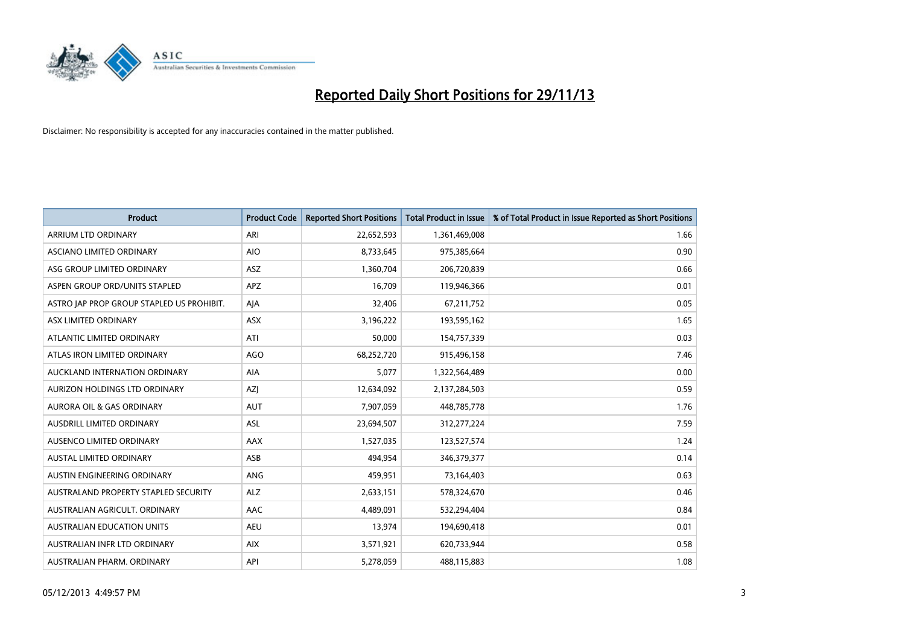# Reported Daily Short Positions for 29/11/13

Disclaimer: No responsibility is accepted for any inaccuracies contained in the matter published.

| Product | Product Code | Reported Short Positions | Total Product in Issue | % of Total Product in Issue Reported as Short Positions |
|---|---|---|---|---|
| ARRIUM LTD ORDINARY | ARI | 22,652,593 | 1,361,469,008 | 1.66 |
| ASCIANO LIMITED ORDINARY | AIO | 8,733,645 | 975,385,664 | 0.90 |
| ASG GROUP LIMITED ORDINARY | ASZ | 1,360,704 | 206,720,839 | 0.66 |
| ASPEN GROUP ORD/UNITS STAPLED | APZ | 16,709 | 119,946,366 | 0.01 |
| ASTRO JAP PROP GROUP STAPLED US PROHIBIT. | AJA | 32,406 | 67,211,752 | 0.05 |
| ASX LIMITED ORDINARY | ASX | 3,196,222 | 193,595,162 | 1.65 |
| ATLANTIC LIMITED ORDINARY | ATI | 50,000 | 154,757,339 | 0.03 |
| ATLAS IRON LIMITED ORDINARY | AGO | 68,252,720 | 915,496,158 | 7.46 |
| AUCKLAND INTERNATION ORDINARY | AIA | 5,077 | 1,322,564,489 | 0.00 |
| AURIZON HOLDINGS LTD ORDINARY | AZJ | 12,634,092 | 2,137,284,503 | 0.59 |
| AURORA OIL & GAS ORDINARY | AUT | 7,907,059 | 448,785,778 | 1.76 |
| AUSDRILL LIMITED ORDINARY | ASL | 23,694,507 | 312,277,224 | 7.59 |
| AUSENCO LIMITED ORDINARY | AAX | 1,527,035 | 123,527,574 | 1.24 |
| AUSTAL LIMITED ORDINARY | ASB | 494,954 | 346,379,377 | 0.14 |
| AUSTIN ENGINEERING ORDINARY | ANG | 459,951 | 73,164,403 | 0.63 |
| AUSTRALAND PROPERTY STAPLED SECURITY | ALZ | 2,633,151 | 578,324,670 | 0.46 |
| AUSTRALIAN AGRICULT. ORDINARY | AAC | 4,489,091 | 532,294,404 | 0.84 |
| AUSTRALIAN EDUCATION UNITS | AEU | 13,974 | 194,690,418 | 0.01 |
| AUSTRALIAN INFR LTD ORDINARY | AIX | 3,571,921 | 620,733,944 | 0.58 |
| AUSTRALIAN PHARM. ORDINARY | API | 5,278,059 | 488,115,883 | 1.08 |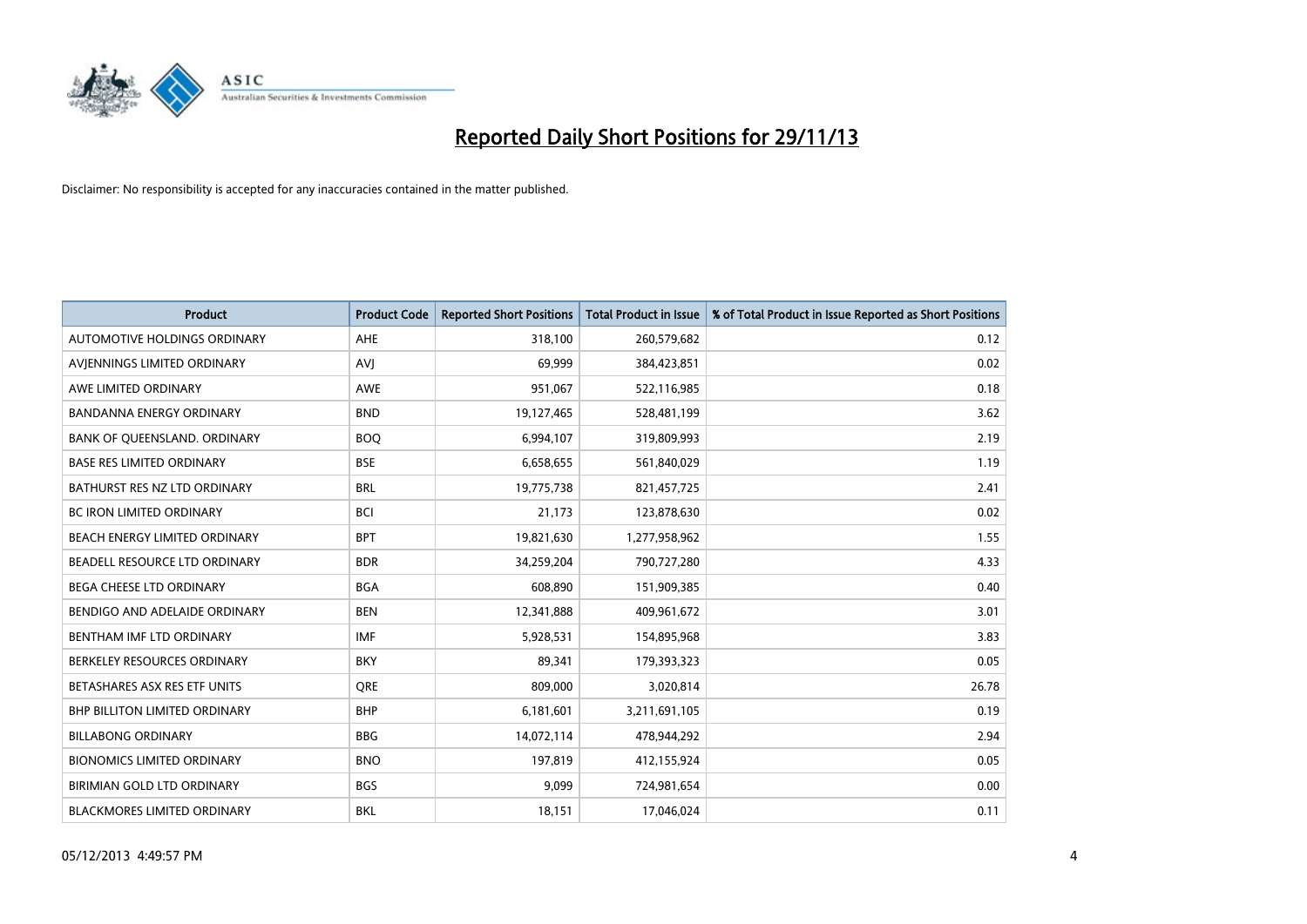# Reported Daily Short Positions for 29/11/13

Disclaimer: No responsibility is accepted for any inaccuracies contained in the matter published.

| Product | Product Code | Reported Short Positions | Total Product in Issue | % of Total Product in Issue Reported as Short Positions |
|---|---|---|---|---|
| AUTOMOTIVE HOLDINGS ORDINARY | AHE | 318,100 | 260,579,682 | 0.12 |
| AVJENNINGS LIMITED ORDINARY | AVJ | 69,999 | 384,423,851 | 0.02 |
| AWE LIMITED ORDINARY | AWE | 951,067 | 522,116,985 | 0.18 |
| BANDANNA ENERGY ORDINARY | BND | 19,127,465 | 528,481,199 | 3.62 |
| BANK OF QUEENSLAND. ORDINARY | BOQ | 6,994,107 | 319,809,993 | 2.19 |
| BASE RES LIMITED ORDINARY | BSE | 6,658,655 | 561,840,029 | 1.19 |
| BATHURST RES NZ LTD ORDINARY | BRL | 19,775,738 | 821,457,725 | 2.41 |
| BC IRON LIMITED ORDINARY | BCI | 21,173 | 123,878,630 | 0.02 |
| BEACH ENERGY LIMITED ORDINARY | BPT | 19,821,630 | 1,277,958,962 | 1.55 |
| BEADELL RESOURCE LTD ORDINARY | BDR | 34,259,204 | 790,727,280 | 4.33 |
| BEGA CHEESE LTD ORDINARY | BGA | 608,890 | 151,909,385 | 0.40 |
| BENDIGO AND ADELAIDE ORDINARY | BEN | 12,341,888 | 409,961,672 | 3.01 |
| BENTHAM IMF LTD ORDINARY | IMF | 5,928,531 | 154,895,968 | 3.83 |
| BERKELEY RESOURCES ORDINARY | BKY | 89,341 | 179,393,323 | 0.05 |
| BETASHARES ASX RES ETF UNITS | QRE | 809,000 | 3,020,814 | 26.78 |
| BHP BILLITON LIMITED ORDINARY | BHP | 6,181,601 | 3,211,691,105 | 0.19 |
| BILLABONG ORDINARY | BBG | 14,072,114 | 478,944,292 | 2.94 |
| BIONOMICS LIMITED ORDINARY | BNO | 197,819 | 412,155,924 | 0.05 |
| BIRIMIAN GOLD LTD ORDINARY | BGS | 9,099 | 724,981,654 | 0.00 |
| BLACKMORES LIMITED ORDINARY | BKL | 18,151 | 17,046,024 | 0.11 |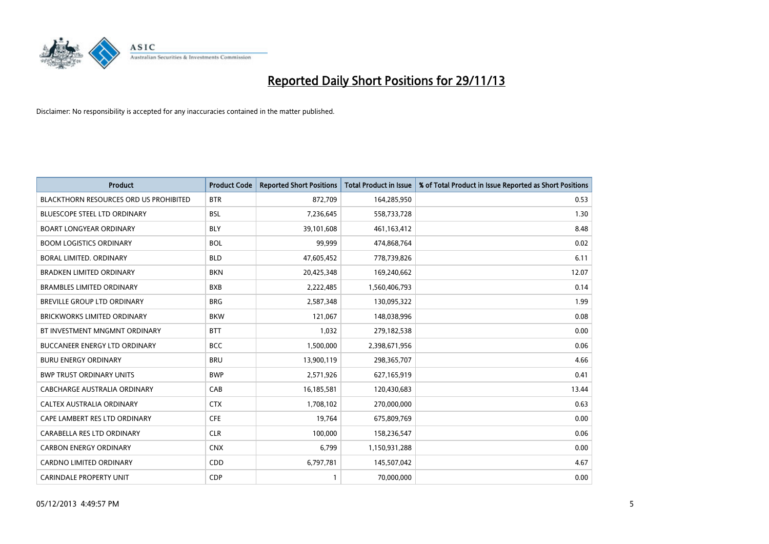# Reported Daily Short Positions for 29/11/13

Disclaimer: No responsibility is accepted for any inaccuracies contained in the matter published.

| Product | Product Code | Reported Short Positions | Total Product in Issue | % of Total Product in Issue Reported as Short Positions |
|---|---|---|---|---|
| BLACKTHORN RESOURCES ORD US PROHIBITED | BTR | 872,709 | 164,285,950 | 0.53 |
| BLUESCOPE STEEL LTD ORDINARY | BSL | 7,236,645 | 558,733,728 | 1.30 |
| BOART LONGYEAR ORDINARY | BLY | 39,101,608 | 461,163,412 | 8.48 |
| BOOM LOGISTICS ORDINARY | BOL | 99,999 | 474,868,764 | 0.02 |
| BORAL LIMITED. ORDINARY | BLD | 47,605,452 | 778,739,826 | 6.11 |
| BRADKEN LIMITED ORDINARY | BKN | 20,425,348 | 169,240,662 | 12.07 |
| BRAMBLES LIMITED ORDINARY | BXB | 2,222,485 | 1,560,406,793 | 0.14 |
| BREVILLE GROUP LTD ORDINARY | BRG | 2,587,348 | 130,095,322 | 1.99 |
| BRICKWORKS LIMITED ORDINARY | BKW | 121,067 | 148,038,996 | 0.08 |
| BT INVESTMENT MNGMNT ORDINARY | BTT | 1,032 | 279,182,538 | 0.00 |
| BUCCANEER ENERGY LTD ORDINARY | BCC | 1,500,000 | 2,398,671,956 | 0.06 |
| BURU ENERGY ORDINARY | BRU | 13,900,119 | 298,365,707 | 4.66 |
| BWP TRUST ORDINARY UNITS | BWP | 2,571,926 | 627,165,919 | 0.41 |
| CABCHARGE AUSTRALIA ORDINARY | CAB | 16,185,581 | 120,430,683 | 13.44 |
| CALTEX AUSTRALIA ORDINARY | CTX | 1,708,102 | 270,000,000 | 0.63 |
| CAPE LAMBERT RES LTD ORDINARY | CFE | 19,764 | 675,809,769 | 0.00 |
| CARABELLA RES LTD ORDINARY | CLR | 100,000 | 158,236,547 | 0.06 |
| CARBON ENERGY ORDINARY | CNX | 6,799 | 1,150,931,288 | 0.00 |
| CARDNO LIMITED ORDINARY | CDD | 6,797,781 | 145,507,042 | 4.67 |
| CARINDALE PROPERTY UNIT | CDP | 1 | 70,000,000 | 0.00 |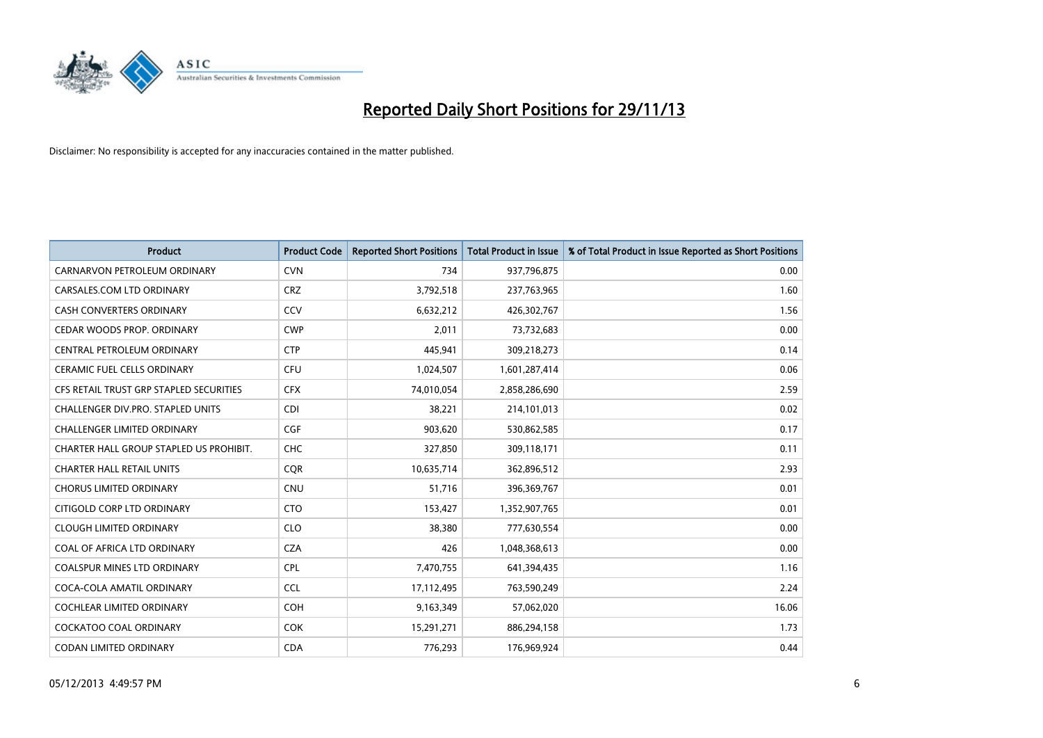# Reported Daily Short Positions for 29/11/13

Disclaimer: No responsibility is accepted for any inaccuracies contained in the matter published.

| Product | Product Code | Reported Short Positions | Total Product in Issue | % of Total Product in Issue Reported as Short Positions |
|---|---|---|---|---|
| CARNARVON PETROLEUM ORDINARY | CVN | 734 | 937,796,875 | 0.00 |
| CARSALES.COM LTD ORDINARY | CRZ | 3,792,518 | 237,763,965 | 1.60 |
| CASH CONVERTERS ORDINARY | CCV | 6,632,212 | 426,302,767 | 1.56 |
| CEDAR WOODS PROP. ORDINARY | CWP | 2,011 | 73,732,683 | 0.00 |
| CENTRAL PETROLEUM ORDINARY | CTP | 445,941 | 309,218,273 | 0.14 |
| CERAMIC FUEL CELLS ORDINARY | CFU | 1,024,507 | 1,601,287,414 | 0.06 |
| CFS RETAIL TRUST GRP STAPLED SECURITIES | CFX | 74,010,054 | 2,858,286,690 | 2.59 |
| CHALLENGER DIV.PRO. STAPLED UNITS | CDI | 38,221 | 214,101,013 | 0.02 |
| CHALLENGER LIMITED ORDINARY | CGF | 903,620 | 530,862,585 | 0.17 |
| CHARTER HALL GROUP STAPLED US PROHIBIT. | CHC | 327,850 | 309,118,171 | 0.11 |
| CHARTER HALL RETAIL UNITS | CQR | 10,635,714 | 362,896,512 | 2.93 |
| CHORUS LIMITED ORDINARY | CNU | 51,716 | 396,369,767 | 0.01 |
| CITIGOLD CORP LTD ORDINARY | CTO | 153,427 | 1,352,907,765 | 0.01 |
| CLOUGH LIMITED ORDINARY | CLO | 38,380 | 777,630,554 | 0.00 |
| COAL OF AFRICA LTD ORDINARY | CZA | 426 | 1,048,368,613 | 0.00 |
| COALSPUR MINES LTD ORDINARY | CPL | 7,470,755 | 641,394,435 | 1.16 |
| COCA-COLA AMATIL ORDINARY | CCL | 17,112,495 | 763,590,249 | 2.24 |
| COCHLEAR LIMITED ORDINARY | COH | 9,163,349 | 57,062,020 | 16.06 |
| COCKATOO COAL ORDINARY | COK | 15,291,271 | 886,294,158 | 1.73 |
| CODAN LIMITED ORDINARY | CDA | 776,293 | 176,969,924 | 0.44 |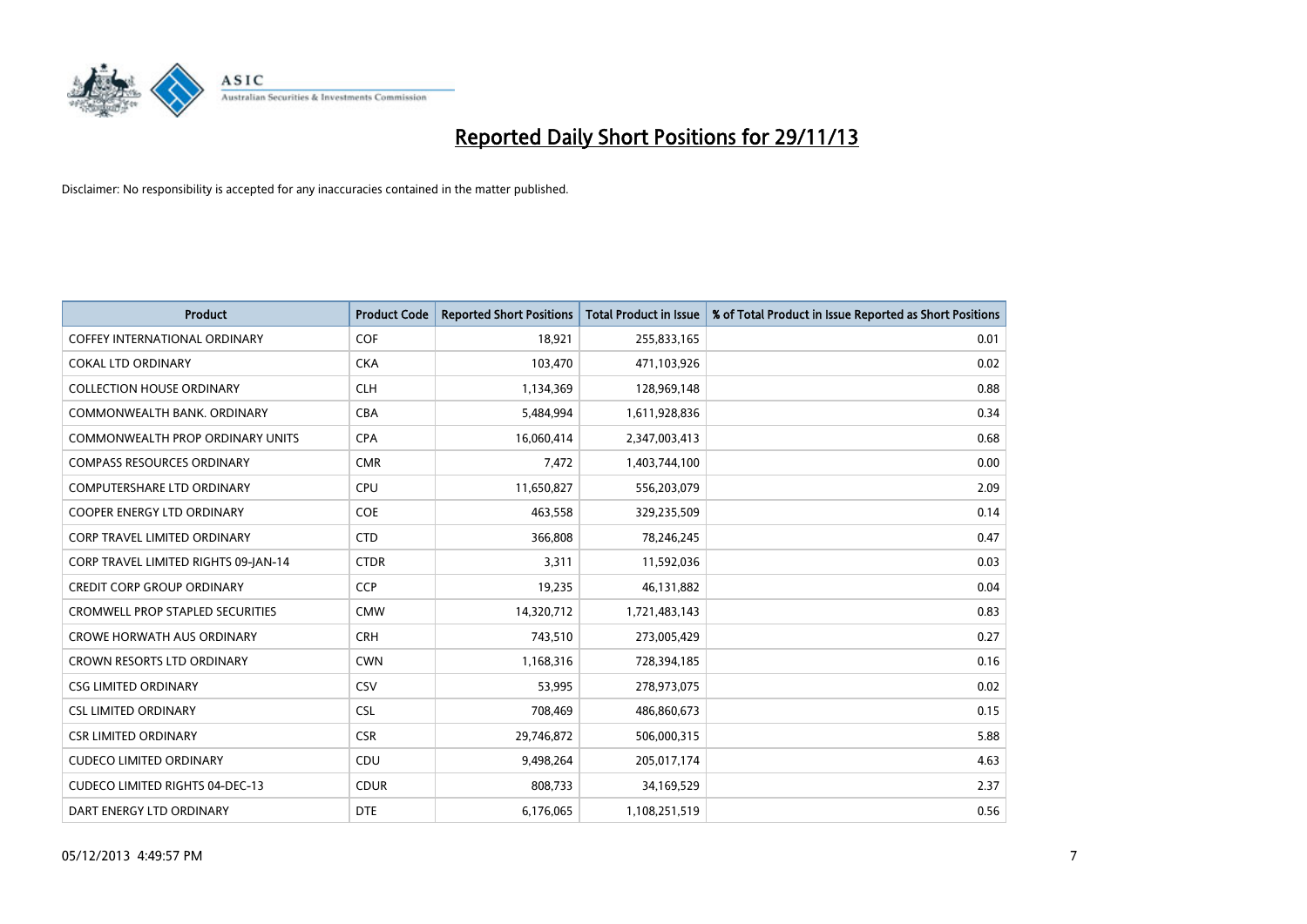# Reported Daily Short Positions for 29/11/13

Disclaimer: No responsibility is accepted for any inaccuracies contained in the matter published.

| Product | Product Code | Reported Short Positions | Total Product in Issue | % of Total Product in Issue Reported as Short Positions |
|---|---|---|---|---|
| COFFEY INTERNATIONAL ORDINARY | COF | 18,921 | 255,833,165 | 0.01 |
| COKAL LTD ORDINARY | CKA | 103,470 | 471,103,926 | 0.02 |
| COLLECTION HOUSE ORDINARY | CLH | 1,134,369 | 128,969,148 | 0.88 |
| COMMONWEALTH BANK. ORDINARY | CBA | 5,484,994 | 1,611,928,836 | 0.34 |
| COMMONWEALTH PROP ORDINARY UNITS | CPA | 16,060,414 | 2,347,003,413 | 0.68 |
| COMPASS RESOURCES ORDINARY | CMR | 7,472 | 1,403,744,100 | 0.00 |
| COMPUTERSHARE LTD ORDINARY | CPU | 11,650,827 | 556,203,079 | 2.09 |
| COOPER ENERGY LTD ORDINARY | COE | 463,558 | 329,235,509 | 0.14 |
| CORP TRAVEL LIMITED ORDINARY | CTD | 366,808 | 78,246,245 | 0.47 |
| CORP TRAVEL LIMITED RIGHTS 09-JAN-14 | CTDR | 3,311 | 11,592,036 | 0.03 |
| CREDIT CORP GROUP ORDINARY | CCP | 19,235 | 46,131,882 | 0.04 |
| CROMWELL PROP STAPLED SECURITIES | CMW | 14,320,712 | 1,721,483,143 | 0.83 |
| CROWE HORWATH AUS ORDINARY | CRH | 743,510 | 273,005,429 | 0.27 |
| CROWN RESORTS LTD ORDINARY | CWN | 1,168,316 | 728,394,185 | 0.16 |
| CSG LIMITED ORDINARY | CSV | 53,995 | 278,973,075 | 0.02 |
| CSL LIMITED ORDINARY | CSL | 708,469 | 486,860,673 | 0.15 |
| CSR LIMITED ORDINARY | CSR | 29,746,872 | 506,000,315 | 5.88 |
| CUDECO LIMITED ORDINARY | CDU | 9,498,264 | 205,017,174 | 4.63 |
| CUDECO LIMITED RIGHTS 04-DEC-13 | CDUR | 808,733 | 34,169,529 | 2.37 |
| DART ENERGY LTD ORDINARY | DTE | 6,176,065 | 1,108,251,519 | 0.56 |

05/12/2013 4:49:57 PM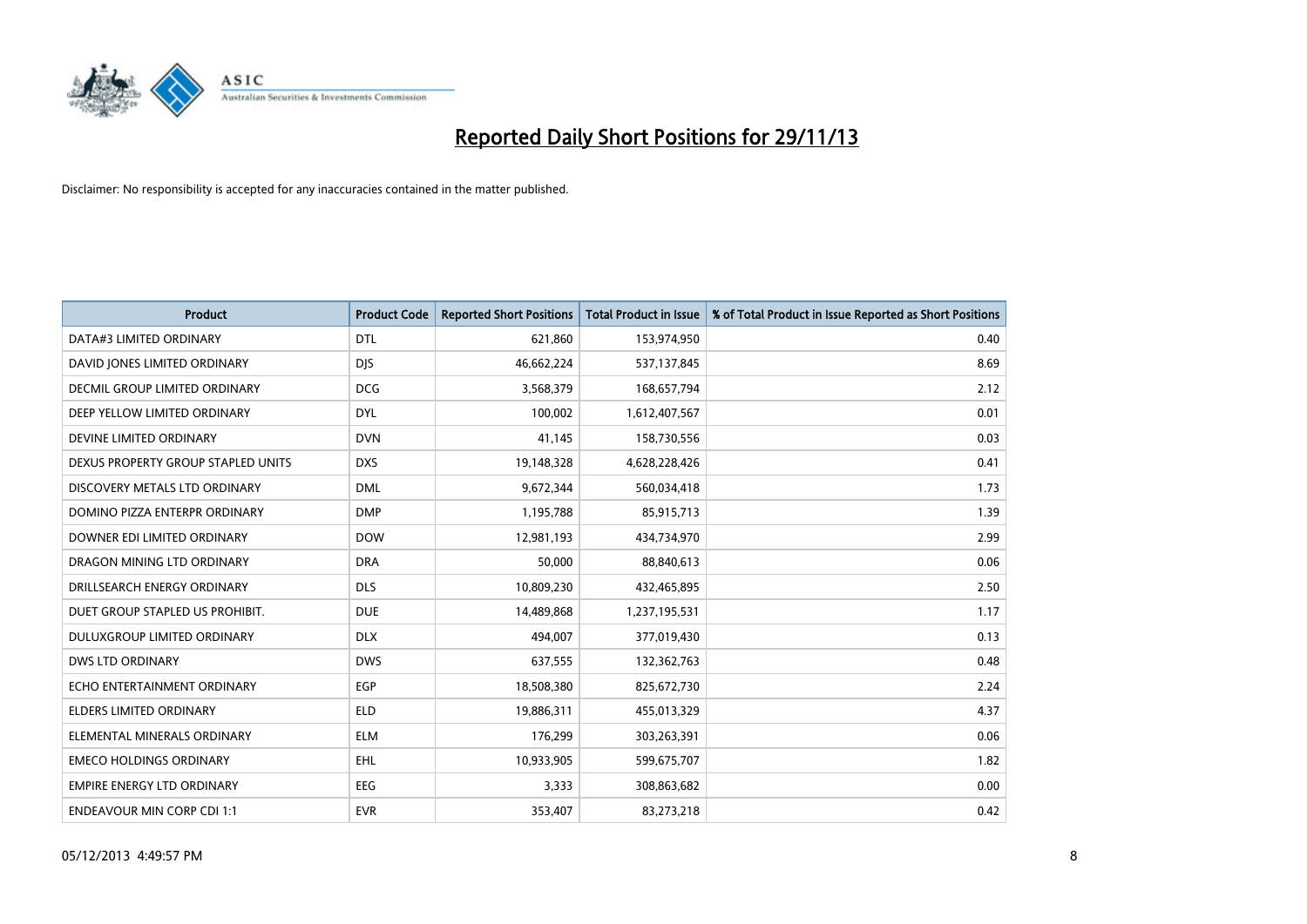# Reported Daily Short Positions for 29/11/13

Disclaimer: No responsibility is accepted for any inaccuracies contained in the matter published.

| Product | Product Code | Reported Short Positions | Total Product in Issue | % of Total Product in Issue Reported as Short Positions |
|---|---|---|---|---|
| DATA#3 LIMITED ORDINARY | DTL | 621,860 | 153,974,950 | 0.40 |
| DAVID JONES LIMITED ORDINARY | DJS | 46,662,224 | 537,137,845 | 8.69 |
| DECMIL GROUP LIMITED ORDINARY | DCG | 3,568,379 | 168,657,794 | 2.12 |
| DEEP YELLOW LIMITED ORDINARY | DYL | 100,002 | 1,612,407,567 | 0.01 |
| DEVINE LIMITED ORDINARY | DVN | 41,145 | 158,730,556 | 0.03 |
| DEXUS PROPERTY GROUP STAPLED UNITS | DXS | 19,148,328 | 4,628,228,426 | 0.41 |
| DISCOVERY METALS LTD ORDINARY | DML | 9,672,344 | 560,034,418 | 1.73 |
| DOMINO PIZZA ENTERPR ORDINARY | DMP | 1,195,788 | 85,915,713 | 1.39 |
| DOWNER EDI LIMITED ORDINARY | DOW | 12,981,193 | 434,734,970 | 2.99 |
| DRAGON MINING LTD ORDINARY | DRA | 50,000 | 88,840,613 | 0.06 |
| DRILLSEARCH ENERGY ORDINARY | DLS | 10,809,230 | 432,465,895 | 2.50 |
| DUET GROUP STAPLED US PROHIBIT. | DUE | 14,489,868 | 1,237,195,531 | 1.17 |
| DULUXGROUP LIMITED ORDINARY | DLX | 494,007 | 377,019,430 | 0.13 |
| DWS LTD ORDINARY | DWS | 637,555 | 132,362,763 | 0.48 |
| ECHO ENTERTAINMENT ORDINARY | EGP | 18,508,380 | 825,672,730 | 2.24 |
| ELDERS LIMITED ORDINARY | ELD | 19,886,311 | 455,013,329 | 4.37 |
| ELEMENTAL MINERALS ORDINARY | ELM | 176,299 | 303,263,391 | 0.06 |
| EMECO HOLDINGS ORDINARY | EHL | 10,933,905 | 599,675,707 | 1.82 |
| EMPIRE ENERGY LTD ORDINARY | EEG | 3,333 | 308,863,682 | 0.00 |
| ENDEAVOUR MIN CORP CDI 1:1 | EVR | 353,407 | 83,273,218 | 0.42 |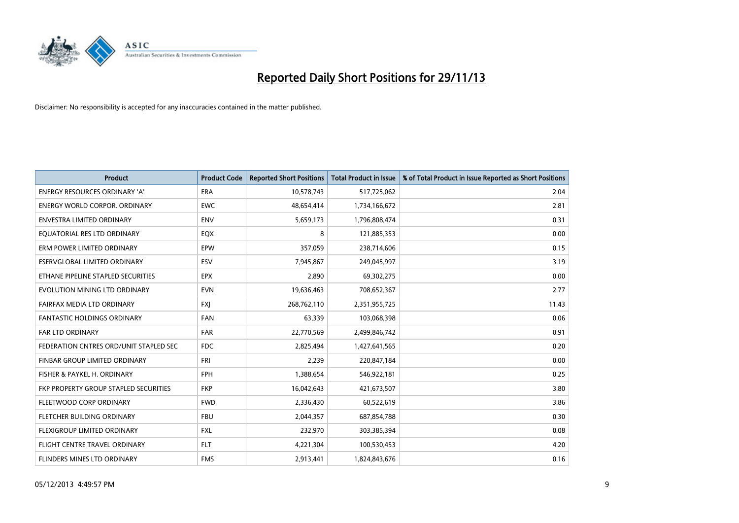# Reported Daily Short Positions for 29/11/13

Disclaimer: No responsibility is accepted for any inaccuracies contained in the matter published.

| Product | Product Code | Reported Short Positions | Total Product in Issue | % of Total Product in Issue Reported as Short Positions |
|---|---|---|---|---|
| ENERGY RESOURCES ORDINARY 'A' | ERA | 10,578,743 | 517,725,062 | 2.04 |
| ENERGY WORLD CORPOR. ORDINARY | EWC | 48,654,414 | 1,734,166,672 | 2.81 |
| ENVESTRA LIMITED ORDINARY | ENV | 5,659,173 | 1,796,808,474 | 0.31 |
| EQUATORIAL RES LTD ORDINARY | EQX | 8 | 121,885,353 | 0.00 |
| ERM POWER LIMITED ORDINARY | EPW | 357,059 | 238,714,606 | 0.15 |
| ESERVGLOBAL LIMITED ORDINARY | ESV | 7,945,867 | 249,045,997 | 3.19 |
| ETHANE PIPELINE STAPLED SECURITIES | EPX | 2,890 | 69,302,275 | 0.00 |
| EVOLUTION MINING LTD ORDINARY | EVN | 19,636,463 | 708,652,367 | 2.77 |
| FAIRFAX MEDIA LTD ORDINARY | FXJ | 268,762,110 | 2,351,955,725 | 11.43 |
| FANTASTIC HOLDINGS ORDINARY | FAN | 63,339 | 103,068,398 | 0.06 |
| FAR LTD ORDINARY | FAR | 22,770,569 | 2,499,846,742 | 0.91 |
| FEDERATION CNTRES ORD/UNIT STAPLED SEC | FDC | 2,825,494 | 1,427,641,565 | 0.20 |
| FINBAR GROUP LIMITED ORDINARY | FRI | 2,239 | 220,847,184 | 0.00 |
| FISHER & PAYKEL H. ORDINARY | FPH | 1,388,654 | 546,922,181 | 0.25 |
| FKP PROPERTY GROUP STAPLED SECURITIES | FKP | 16,042,643 | 421,673,507 | 3.80 |
| FLEETWOOD CORP ORDINARY | FWD | 2,336,430 | 60,522,619 | 3.86 |
| FLETCHER BUILDING ORDINARY | FBU | 2,044,357 | 687,854,788 | 0.30 |
| FLEXIGROUP LIMITED ORDINARY | FXL | 232,970 | 303,385,394 | 0.08 |
| FLIGHT CENTRE TRAVEL ORDINARY | FLT | 4,221,304 | 100,530,453 | 4.20 |
| FLINDERS MINES LTD ORDINARY | FMS | 2,913,441 | 1,824,843,676 | 0.16 |

05/12/2013 4:49:57 PM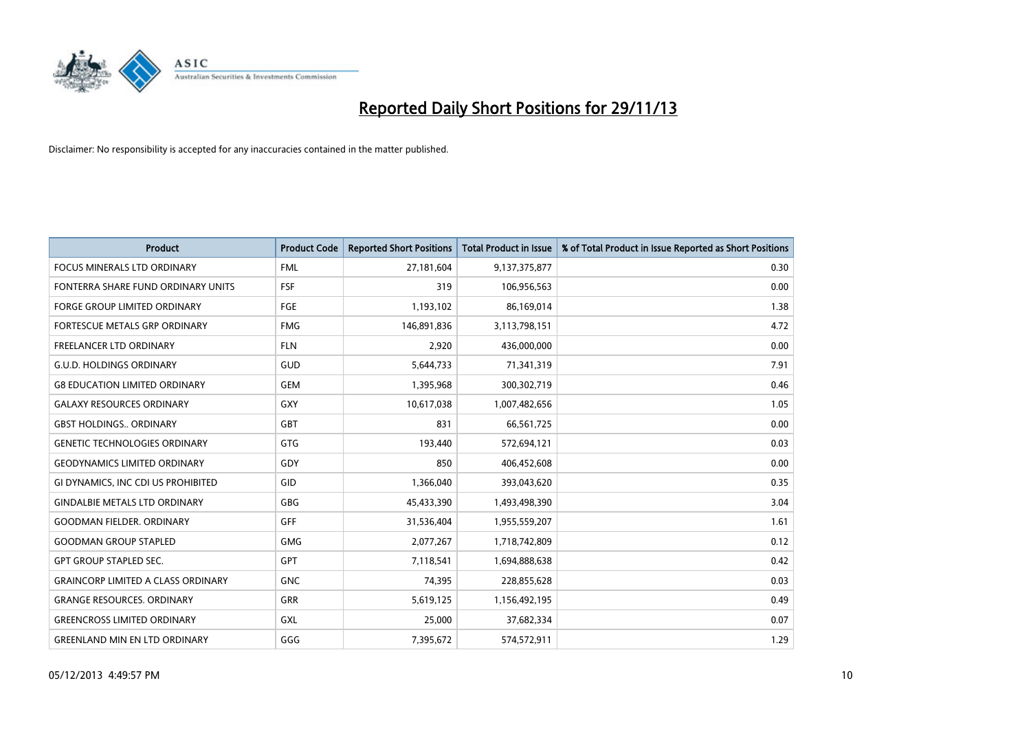# Reported Daily Short Positions for 29/11/13

Disclaimer: No responsibility is accepted for any inaccuracies contained in the matter published.

| Product | Product Code | Reported Short Positions | Total Product in Issue | % of Total Product in Issue Reported as Short Positions |
|---|---|---|---|---|
| FOCUS MINERALS LTD ORDINARY | FML | 27,181,604 | 9,137,375,877 | 0.30 |
| FONTERRA SHARE FUND ORDINARY UNITS | FSF | 319 | 106,956,563 | 0.00 |
| FORGE GROUP LIMITED ORDINARY | FGE | 1,193,102 | 86,169,014 | 1.38 |
| FORTESCUE METALS GRP ORDINARY | FMG | 146,891,836 | 3,113,798,151 | 4.72 |
| FREELANCER LTD ORDINARY | FLN | 2,920 | 436,000,000 | 0.00 |
| G.U.D. HOLDINGS ORDINARY | GUD | 5,644,733 | 71,341,319 | 7.91 |
| G8 EDUCATION LIMITED ORDINARY | GEM | 1,395,968 | 300,302,719 | 0.46 |
| GALAXY RESOURCES ORDINARY | GXY | 10,617,038 | 1,007,482,656 | 1.05 |
| GBST HOLDINGS.. ORDINARY | GBT | 831 | 66,561,725 | 0.00 |
| GENETIC TECHNOLOGIES ORDINARY | GTG | 193,440 | 572,694,121 | 0.03 |
| GEODYNAMICS LIMITED ORDINARY | GDY | 850 | 406,452,608 | 0.00 |
| GI DYNAMICS, INC CDI US PROHIBITED | GID | 1,366,040 | 393,043,620 | 0.35 |
| GINDALBIE METALS LTD ORDINARY | GBG | 45,433,390 | 1,493,498,390 | 3.04 |
| GOODMAN FIELDER. ORDINARY | GFF | 31,536,404 | 1,955,559,207 | 1.61 |
| GOODMAN GROUP STAPLED | GMG | 2,077,267 | 1,718,742,809 | 0.12 |
| GPT GROUP STAPLED SEC. | GPT | 7,118,541 | 1,694,888,638 | 0.42 |
| GRAINCORP LIMITED A CLASS ORDINARY | GNC | 74,395 | 228,855,628 | 0.03 |
| GRANGE RESOURCES. ORDINARY | GRR | 5,619,125 | 1,156,492,195 | 0.49 |
| GREENCROSS LIMITED ORDINARY | GXL | 25,000 | 37,682,334 | 0.07 |
| GREENLAND MIN EN LTD ORDINARY | GGG | 7,395,672 | 574,572,911 | 1.29 |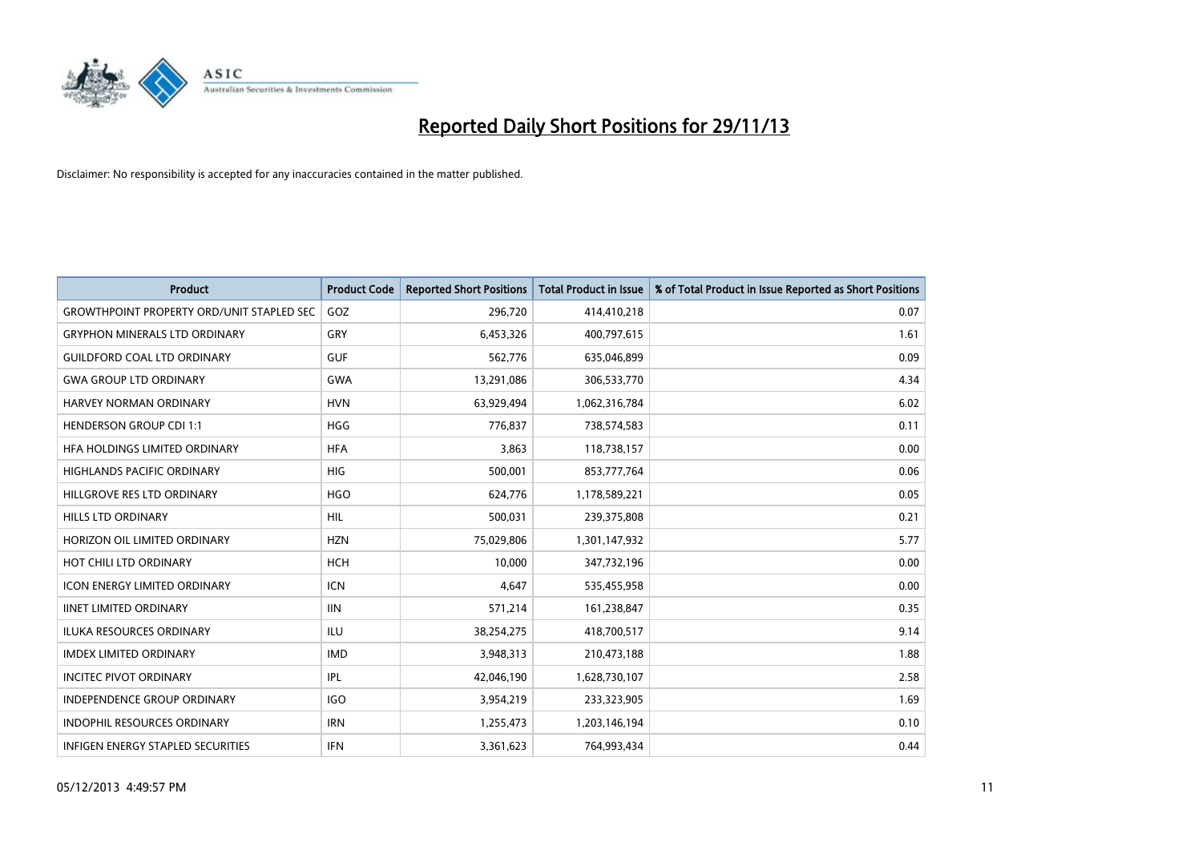# Reported Daily Short Positions for 29/11/13

Disclaimer: No responsibility is accepted for any inaccuracies contained in the matter published.

| Product | Product Code | Reported Short Positions | Total Product in Issue | % of Total Product in Issue Reported as Short Positions |
|---|---|---|---|---|
| GROWTHPOINT PROPERTY ORD/UNIT STAPLED SEC | GOZ | 296,720 | 414,410,218 | 0.07 |
| GRYPHON MINERALS LTD ORDINARY | GRY | 6,453,326 | 400,797,615 | 1.61 |
| GUILDFORD COAL LTD ORDINARY | GUF | 562,776 | 635,046,899 | 0.09 |
| GWA GROUP LTD ORDINARY | GWA | 13,291,086 | 306,533,770 | 4.34 |
| HARVEY NORMAN ORDINARY | HVN | 63,929,494 | 1,062,316,784 | 6.02 |
| HENDERSON GROUP CDI 1:1 | HGG | 776,837 | 738,574,583 | 0.11 |
| HFA HOLDINGS LIMITED ORDINARY | HFA | 3,863 | 118,738,157 | 0.00 |
| HIGHLANDS PACIFIC ORDINARY | HIG | 500,001 | 853,777,764 | 0.06 |
| HILLGROVE RES LTD ORDINARY | HGO | 624,776 | 1,178,589,221 | 0.05 |
| HILLS LTD ORDINARY | HIL | 500,031 | 239,375,808 | 0.21 |
| HORIZON OIL LIMITED ORDINARY | HZN | 75,029,806 | 1,301,147,932 | 5.77 |
| HOT CHILI LTD ORDINARY | HCH | 10,000 | 347,732,196 | 0.00 |
| ICON ENERGY LIMITED ORDINARY | ICN | 4,647 | 535,455,958 | 0.00 |
| IINET LIMITED ORDINARY | IIN | 571,214 | 161,238,847 | 0.35 |
| ILUKA RESOURCES ORDINARY | ILU | 38,254,275 | 418,700,517 | 9.14 |
| IMDEX LIMITED ORDINARY | IMD | 3,948,313 | 210,473,188 | 1.88 |
| INCITEC PIVOT ORDINARY | IPL | 42,046,190 | 1,628,730,107 | 2.58 |
| INDEPENDENCE GROUP ORDINARY | IGO | 3,954,219 | 233,323,905 | 1.69 |
| INDOPHIL RESOURCES ORDINARY | IRN | 1,255,473 | 1,203,146,194 | 0.10 |
| INFIGEN ENERGY STAPLED SECURITIES | IFN | 3,361,623 | 764,993,434 | 0.44 |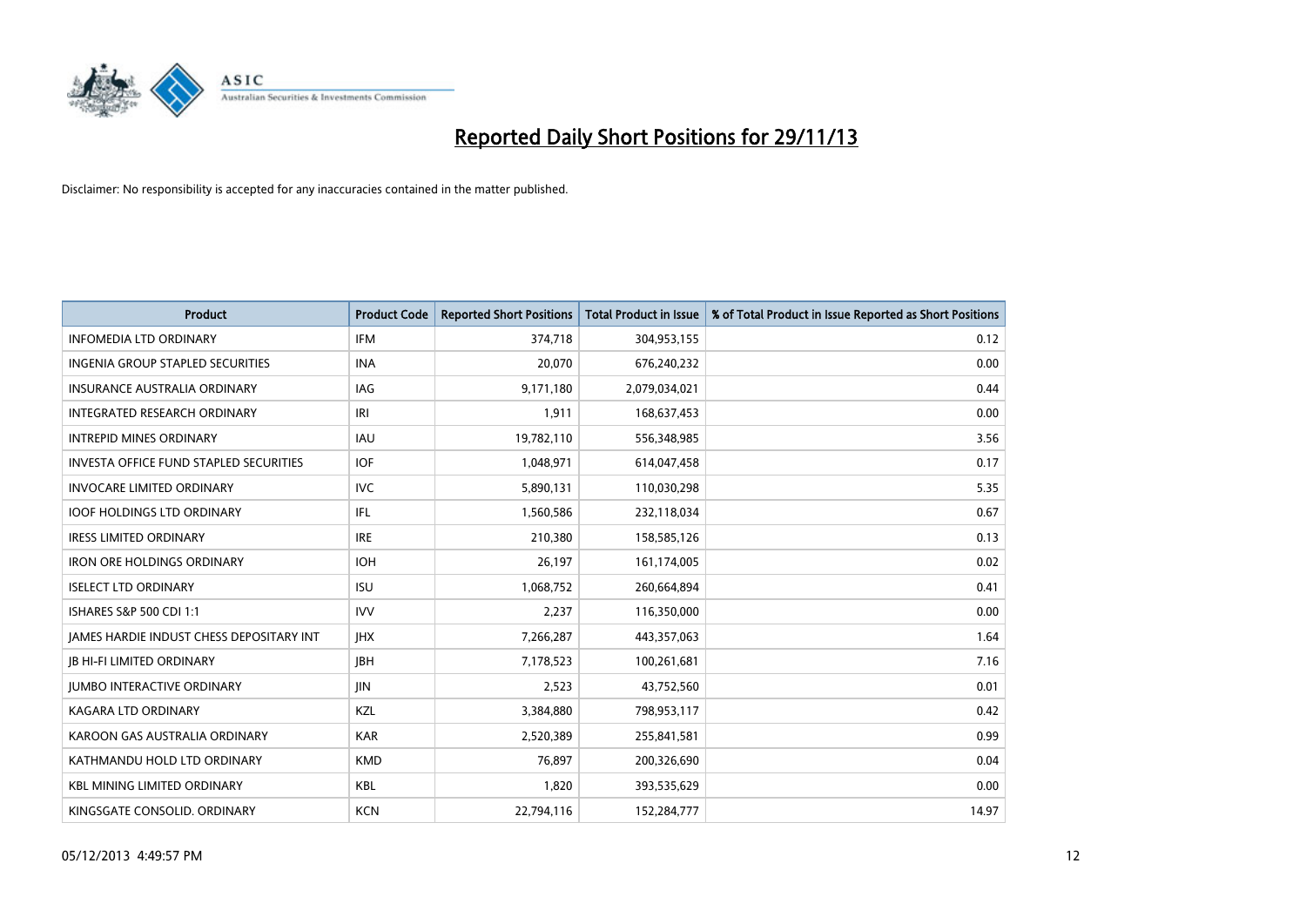# Reported Daily Short Positions for 29/11/13

Disclaimer: No responsibility is accepted for any inaccuracies contained in the matter published.

| Product | Product Code | Reported Short Positions | Total Product in Issue | % of Total Product in Issue Reported as Short Positions |
|---|---|---|---|---|
| INFOMEDIA LTD ORDINARY | IFM | 374,718 | 304,953,155 | 0.12 |
| INGENIA GROUP STAPLED SECURITIES | INA | 20,070 | 676,240,232 | 0.00 |
| INSURANCE AUSTRALIA ORDINARY | IAG | 9,171,180 | 2,079,034,021 | 0.44 |
| INTEGRATED RESEARCH ORDINARY | IRI | 1,911 | 168,637,453 | 0.00 |
| INTREPID MINES ORDINARY | IAU | 19,782,110 | 556,348,985 | 3.56 |
| INVESTA OFFICE FUND STAPLED SECURITIES | IOF | 1,048,971 | 614,047,458 | 0.17 |
| INVOCARE LIMITED ORDINARY | IVC | 5,890,131 | 110,030,298 | 5.35 |
| IOOF HOLDINGS LTD ORDINARY | IFL | 1,560,586 | 232,118,034 | 0.67 |
| IRESS LIMITED ORDINARY | IRE | 210,380 | 158,585,126 | 0.13 |
| IRON ORE HOLDINGS ORDINARY | IOH | 26,197 | 161,174,005 | 0.02 |
| ISELECT LTD ORDINARY | ISU | 1,068,752 | 260,664,894 | 0.41 |
| ISHARES S&P 500 CDI 1:1 | IVV | 2,237 | 116,350,000 | 0.00 |
| JAMES HARDIE INDUST CHESS DEPOSITARY INT | JHX | 7,266,287 | 443,357,063 | 1.64 |
| JB HI-FI LIMITED ORDINARY | JBH | 7,178,523 | 100,261,681 | 7.16 |
| JUMBO INTERACTIVE ORDINARY | JIN | 2,523 | 43,752,560 | 0.01 |
| KAGARA LTD ORDINARY | KZL | 3,384,880 | 798,953,117 | 0.42 |
| KAROON GAS AUSTRALIA ORDINARY | KAR | 2,520,389 | 255,841,581 | 0.99 |
| KATHMANDU HOLD LTD ORDINARY | KMD | 76,897 | 200,326,690 | 0.04 |
| KBL MINING LIMITED ORDINARY | KBL | 1,820 | 393,535,629 | 0.00 |
| KINGSGATE CONSOLID. ORDINARY | KCN | 22,794,116 | 152,284,777 | 14.97 |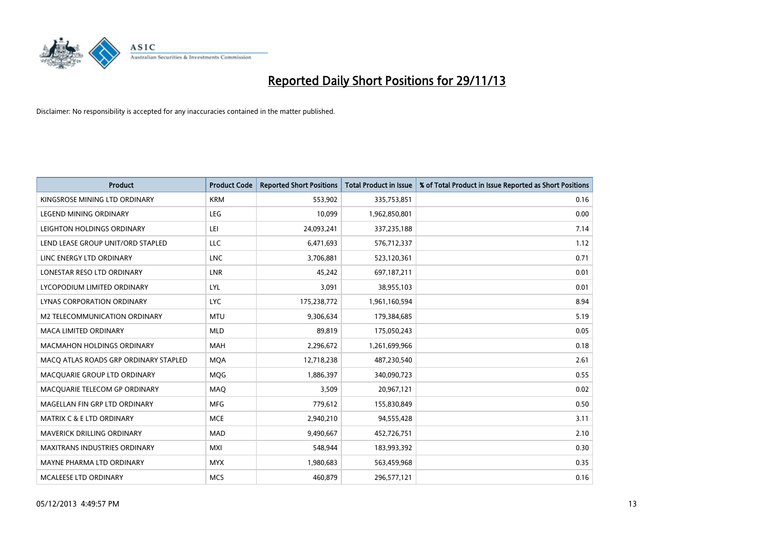# Reported Daily Short Positions for 29/11/13

Disclaimer: No responsibility is accepted for any inaccuracies contained in the matter published.

| Product | Product Code | Reported Short Positions | Total Product in Issue | % of Total Product in Issue Reported as Short Positions |
|---|---|---|---|---|
| KINGSROSE MINING LTD ORDINARY | KRM | 553,902 | 335,753,851 | 0.16 |
| LEGEND MINING ORDINARY | LEG | 10,099 | 1,962,850,801 | 0.00 |
| LEIGHTON HOLDINGS ORDINARY | LEI | 24,093,241 | 337,235,188 | 7.14 |
| LEND LEASE GROUP UNIT/ORD STAPLED | LLC | 6,471,693 | 576,712,337 | 1.12 |
| LINC ENERGY LTD ORDINARY | LNC | 3,706,881 | 523,120,361 | 0.71 |
| LONESTAR RESO LTD ORDINARY | LNR | 45,242 | 697,187,211 | 0.01 |
| LYCOPODIUM LIMITED ORDINARY | LYL | 3,091 | 38,955,103 | 0.01 |
| LYNAS CORPORATION ORDINARY | LYC | 175,238,772 | 1,961,160,594 | 8.94 |
| M2 TELECOMMUNICATION ORDINARY | MTU | 9,306,634 | 179,384,685 | 5.19 |
| MACA LIMITED ORDINARY | MLD | 89,819 | 175,050,243 | 0.05 |
| MACMAHON HOLDINGS ORDINARY | MAH | 2,296,672 | 1,261,699,966 | 0.18 |
| MACQ ATLAS ROADS GRP ORDINARY STAPLED | MQA | 12,718,238 | 487,230,540 | 2.61 |
| MACQUARIE GROUP LTD ORDINARY | MQG | 1,886,397 | 340,090,723 | 0.55 |
| MACQUARIE TELECOM GP ORDINARY | MAQ | 3,509 | 20,967,121 | 0.02 |
| MAGELLAN FIN GRP LTD ORDINARY | MFG | 779,612 | 155,830,849 | 0.50 |
| MATRIX C & E LTD ORDINARY | MCE | 2,940,210 | 94,555,428 | 3.11 |
| MAVERICK DRILLING ORDINARY | MAD | 9,490,667 | 452,726,751 | 2.10 |
| MAXITRANS INDUSTRIES ORDINARY | MXI | 548,944 | 183,993,392 | 0.30 |
| MAYNE PHARMA LTD ORDINARY | MYX | 1,980,683 | 563,459,968 | 0.35 |
| MCALEESE LTD ORDINARY | MCS | 460,879 | 296,577,121 | 0.16 |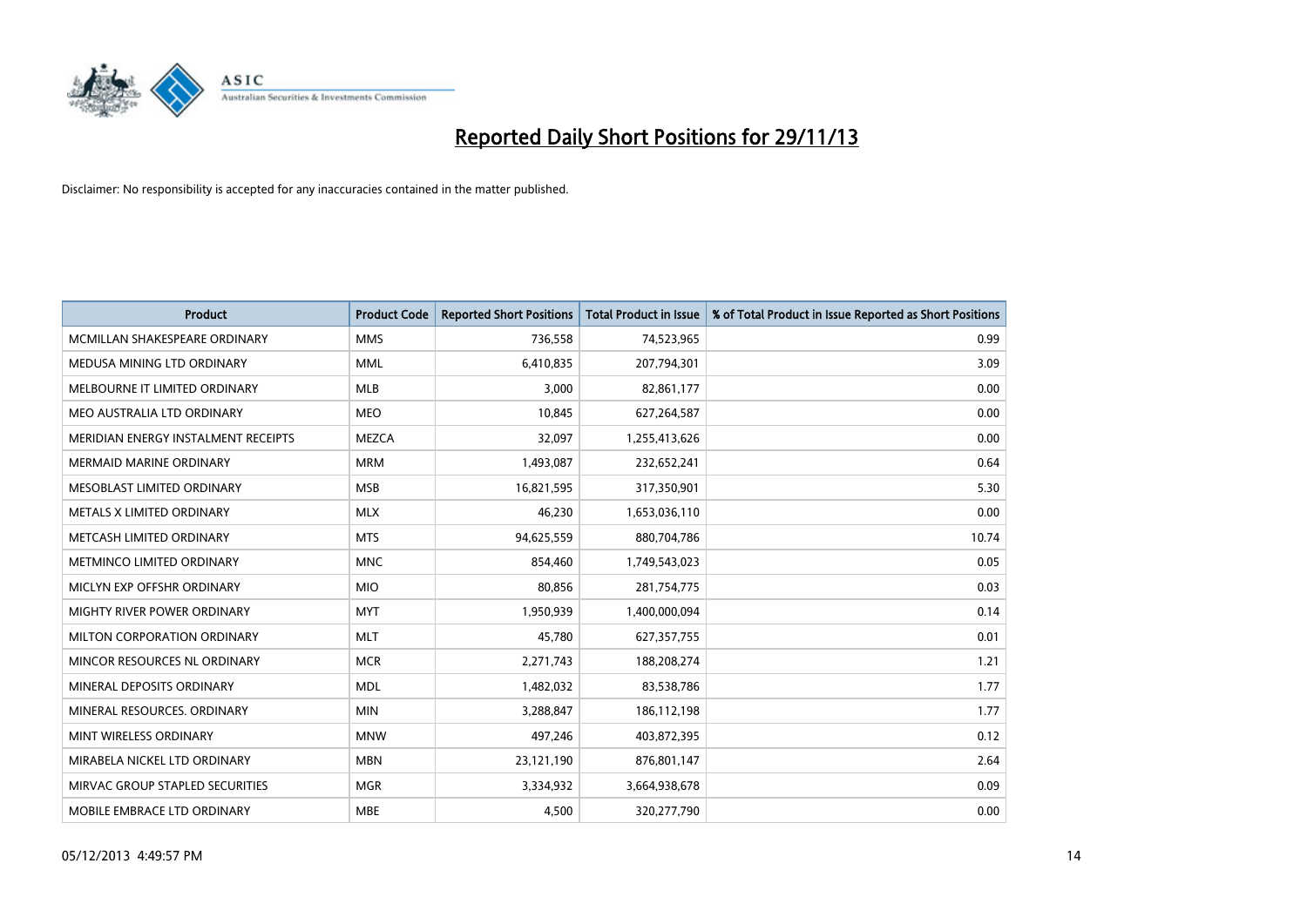# Reported Daily Short Positions for 29/11/13

Disclaimer: No responsibility is accepted for any inaccuracies contained in the matter published.

| Product | Product Code | Reported Short Positions | Total Product in Issue | % of Total Product in Issue Reported as Short Positions |
| --- | --- | --- | --- | --- |
| MCMILLAN SHAKESPEARE ORDINARY | MMS | 736,558 | 74,523,965 | 0.99 |
| MEDUSA MINING LTD ORDINARY | MML | 6,410,835 | 207,794,301 | 3.09 |
| MELBOURNE IT LIMITED ORDINARY | MLB | 3,000 | 82,861,177 | 0.00 |
| MEO AUSTRALIA LTD ORDINARY | MEO | 10,845 | 627,264,587 | 0.00 |
| MERIDIAN ENERGY INSTALMENT RECEIPTS | MEZCA | 32,097 | 1,255,413,626 | 0.00 |
| MERMAID MARINE ORDINARY | MRM | 1,493,087 | 232,652,241 | 0.64 |
| MESOBLAST LIMITED ORDINARY | MSB | 16,821,595 | 317,350,901 | 5.30 |
| METALS X LIMITED ORDINARY | MLX | 46,230 | 1,653,036,110 | 0.00 |
| METCASH LIMITED ORDINARY | MTS | 94,625,559 | 880,704,786 | 10.74 |
| METMINCO LIMITED ORDINARY | MNC | 854,460 | 1,749,543,023 | 0.05 |
| MICLYN EXP OFFSHR ORDINARY | MIO | 80,856 | 281,754,775 | 0.03 |
| MIGHTY RIVER POWER ORDINARY | MYT | 1,950,939 | 1,400,000,094 | 0.14 |
| MILTON CORPORATION ORDINARY | MLT | 45,780 | 627,357,755 | 0.01 |
| MINCOR RESOURCES NL ORDINARY | MCR | 2,271,743 | 188,208,274 | 1.21 |
| MINERAL DEPOSITS ORDINARY | MDL | 1,482,032 | 83,538,786 | 1.77 |
| MINERAL RESOURCES. ORDINARY | MIN | 3,288,847 | 186,112,198 | 1.77 |
| MINT WIRELESS ORDINARY | MNW | 497,246 | 403,872,395 | 0.12 |
| MIRABELA NICKEL LTD ORDINARY | MBN | 23,121,190 | 876,801,147 | 2.64 |
| MIRVAC GROUP STAPLED SECURITIES | MGR | 3,334,932 | 3,664,938,678 | 0.09 |
| MOBILE EMBRACE LTD ORDINARY | MBE | 4,500 | 320,277,790 | 0.00 |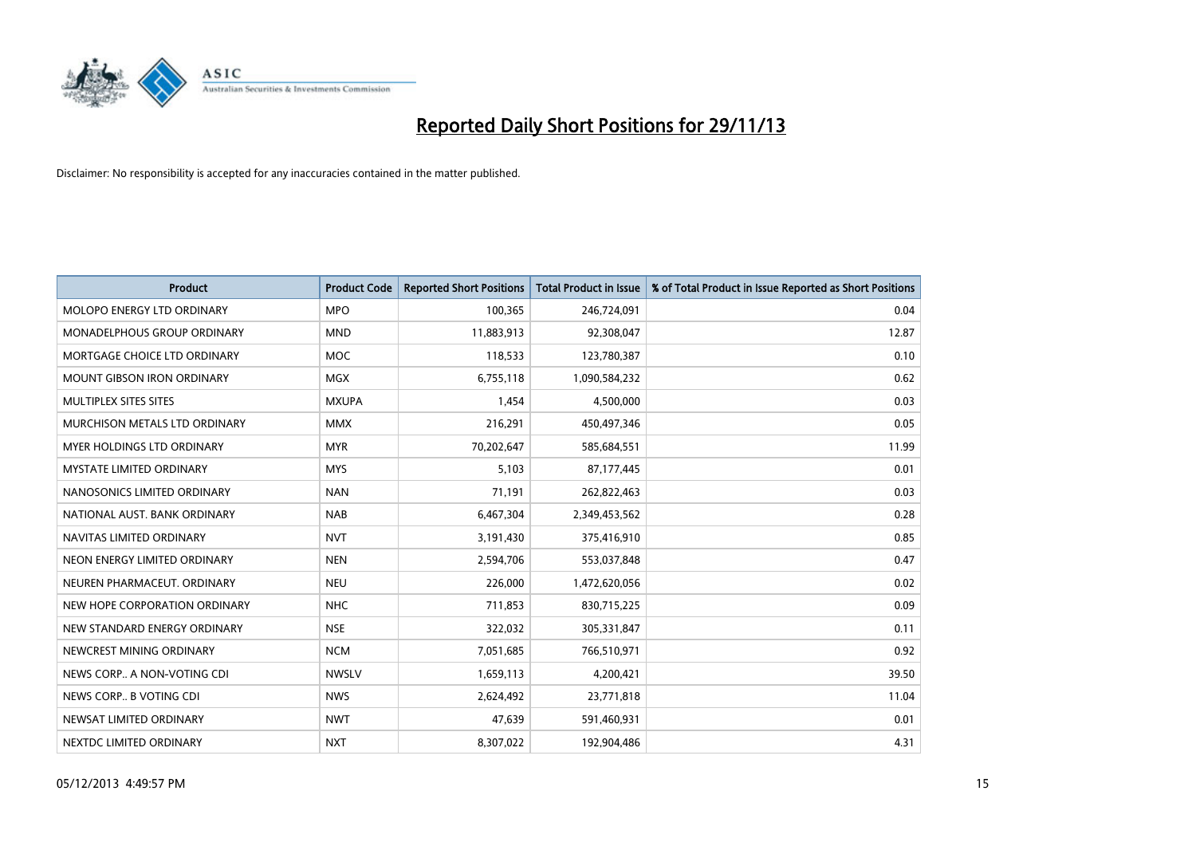# Reported Daily Short Positions for 29/11/13

Disclaimer: No responsibility is accepted for any inaccuracies contained in the matter published.

| Product | Product Code | Reported Short Positions | Total Product in Issue | % of Total Product in Issue Reported as Short Positions |
|---|---|---|---|---|
| MOLOPO ENERGY LTD ORDINARY | MPO | 100,365 | 246,724,091 | 0.04 |
| MONADELPHOUS GROUP ORDINARY | MND | 11,883,913 | 92,308,047 | 12.87 |
| MORTGAGE CHOICE LTD ORDINARY | MOC | 118,533 | 123,780,387 | 0.10 |
| MOUNT GIBSON IRON ORDINARY | MGX | 6,755,118 | 1,090,584,232 | 0.62 |
| MULTIPLEX SITES SITES | MXUPA | 1,454 | 4,500,000 | 0.03 |
| MURCHISON METALS LTD ORDINARY | MMX | 216,291 | 450,497,346 | 0.05 |
| MYER HOLDINGS LTD ORDINARY | MYR | 70,202,647 | 585,684,551 | 11.99 |
| MYSTATE LIMITED ORDINARY | MYS | 5,103 | 87,177,445 | 0.01 |
| NANOSONICS LIMITED ORDINARY | NAN | 71,191 | 262,822,463 | 0.03 |
| NATIONAL AUST. BANK ORDINARY | NAB | 6,467,304 | 2,349,453,562 | 0.28 |
| NAVITAS LIMITED ORDINARY | NVT | 3,191,430 | 375,416,910 | 0.85 |
| NEON ENERGY LIMITED ORDINARY | NEN | 2,594,706 | 553,037,848 | 0.47 |
| NEUREN PHARMACEUT. ORDINARY | NEU | 226,000 | 1,472,620,056 | 0.02 |
| NEW HOPE CORPORATION ORDINARY | NHC | 711,853 | 830,715,225 | 0.09 |
| NEW STANDARD ENERGY ORDINARY | NSE | 322,032 | 305,331,847 | 0.11 |
| NEWCREST MINING ORDINARY | NCM | 7,051,685 | 766,510,971 | 0.92 |
| NEWS CORP.. A NON-VOTING CDI | NWSLV | 1,659,113 | 4,200,421 | 39.50 |
| NEWS CORP.. B VOTING CDI | NWS | 2,624,492 | 23,771,818 | 11.04 |
| NEWSAT LIMITED ORDINARY | NWT | 47,639 | 591,460,931 | 0.01 |
| NEXTDC LIMITED ORDINARY | NXT | 8,307,022 | 192,904,486 | 4.31 |

05/12/2013 4:49:57 PM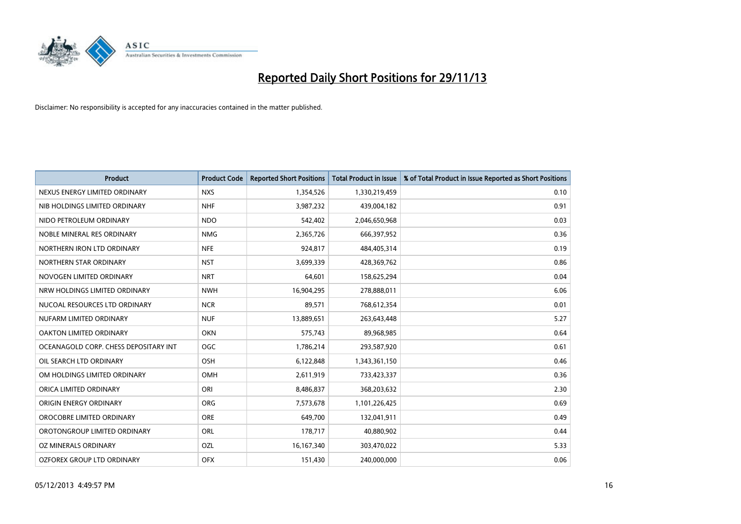# Reported Daily Short Positions for 29/11/13

Disclaimer: No responsibility is accepted for any inaccuracies contained in the matter published.

| Product | Product Code | Reported Short Positions | Total Product in Issue | % of Total Product in Issue Reported as Short Positions |
| --- | --- | --- | --- | --- |
| NEXUS ENERGY LIMITED ORDINARY | NXS | 1,354,526 | 1,330,219,459 | 0.10 |
| NIB HOLDINGS LIMITED ORDINARY | NHF | 3,987,232 | 439,004,182 | 0.91 |
| NIDO PETROLEUM ORDINARY | NDO | 542,402 | 2,046,650,968 | 0.03 |
| NOBLE MINERAL RES ORDINARY | NMG | 2,365,726 | 666,397,952 | 0.36 |
| NORTHERN IRON LTD ORDINARY | NFE | 924,817 | 484,405,314 | 0.19 |
| NORTHERN STAR ORDINARY | NST | 3,699,339 | 428,369,762 | 0.86 |
| NOVOGEN LIMITED ORDINARY | NRT | 64,601 | 158,625,294 | 0.04 |
| NRW HOLDINGS LIMITED ORDINARY | NWH | 16,904,295 | 278,888,011 | 6.06 |
| NUCOAL RESOURCES LTD ORDINARY | NCR | 89,571 | 768,612,354 | 0.01 |
| NUFARM LIMITED ORDINARY | NUF | 13,889,651 | 263,643,448 | 5.27 |
| OAKTON LIMITED ORDINARY | OKN | 575,743 | 89,968,985 | 0.64 |
| OCEANAGOLD CORP. CHESS DEPOSITARY INT | OGC | 1,786,214 | 293,587,920 | 0.61 |
| OIL SEARCH LTD ORDINARY | OSH | 6,122,848 | 1,343,361,150 | 0.46 |
| OM HOLDINGS LIMITED ORDINARY | OMH | 2,611,919 | 733,423,337 | 0.36 |
| ORICA LIMITED ORDINARY | ORI | 8,486,837 | 368,203,632 | 2.30 |
| ORIGIN ENERGY ORDINARY | ORG | 7,573,678 | 1,101,226,425 | 0.69 |
| OROCOBRE LIMITED ORDINARY | ORE | 649,700 | 132,041,911 | 0.49 |
| OROTONGROUP LIMITED ORDINARY | ORL | 178,717 | 40,880,902 | 0.44 |
| OZ MINERALS ORDINARY | OZL | 16,167,340 | 303,470,022 | 5.33 |
| OZFOREX GROUP LTD ORDINARY | OFX | 151,430 | 240,000,000 | 0.06 |

05/12/2013 4:49:57 PM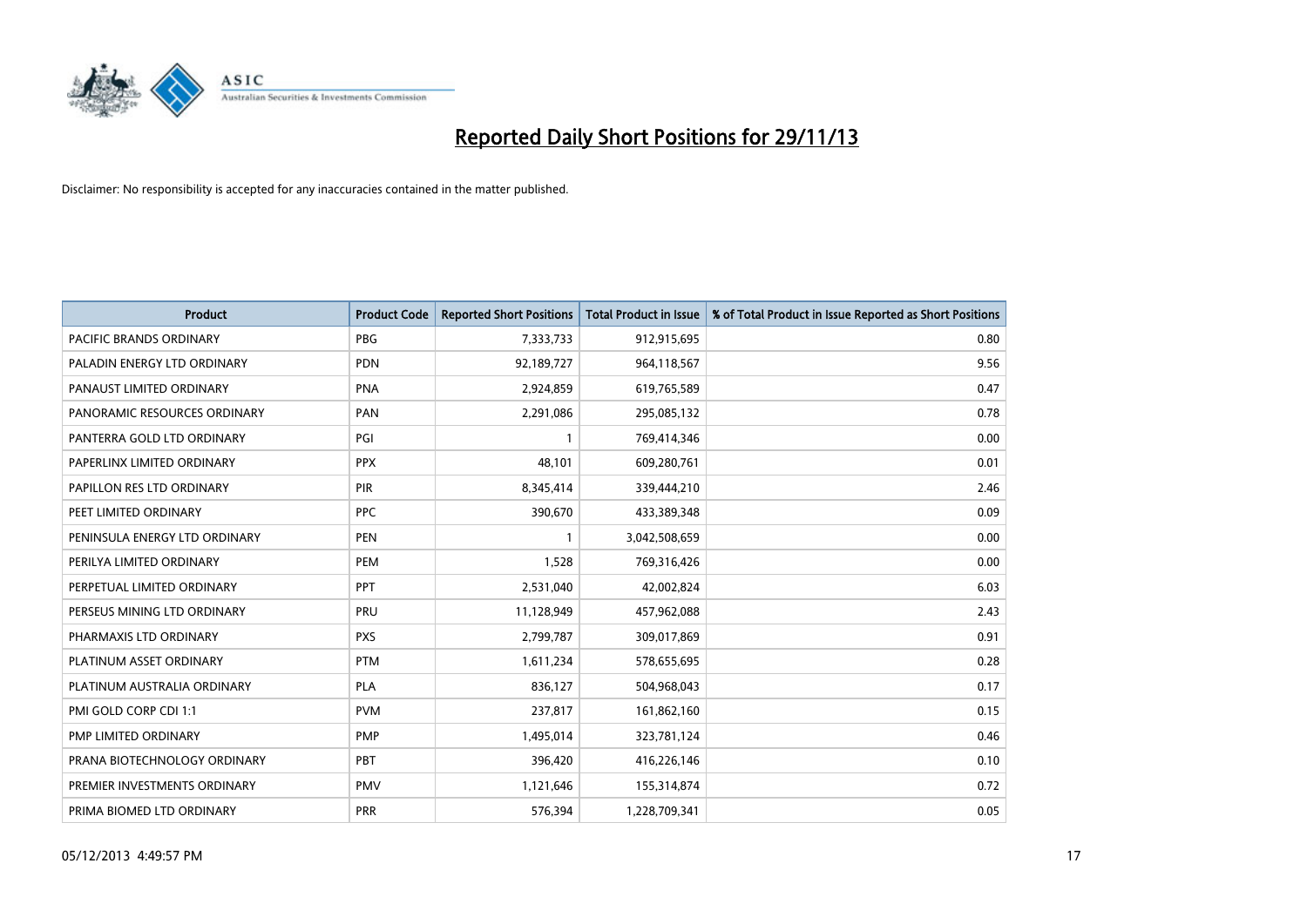# Reported Daily Short Positions for 29/11/13

Disclaimer: No responsibility is accepted for any inaccuracies contained in the matter published.

| Product | Product Code | Reported Short Positions | Total Product in Issue | % of Total Product in Issue Reported as Short Positions |
|---|---|---|---|---|
| PACIFIC BRANDS ORDINARY | PBG | 7,333,733 | 912,915,695 | 0.80 |
| PALADIN ENERGY LTD ORDINARY | PDN | 92,189,727 | 964,118,567 | 9.56 |
| PANAUST LIMITED ORDINARY | PNA | 2,924,859 | 619,765,589 | 0.47 |
| PANORAMIC RESOURCES ORDINARY | PAN | 2,291,086 | 295,085,132 | 0.78 |
| PANTERRA GOLD LTD ORDINARY | PGI | 1 | 769,414,346 | 0.00 |
| PAPERLINX LIMITED ORDINARY | PPX | 48,101 | 609,280,761 | 0.01 |
| PAPILLON RES LTD ORDINARY | PIR | 8,345,414 | 339,444,210 | 2.46 |
| PEET LIMITED ORDINARY | PPC | 390,670 | 433,389,348 | 0.09 |
| PENINSULA ENERGY LTD ORDINARY | PEN | 1 | 3,042,508,659 | 0.00 |
| PERILYA LIMITED ORDINARY | PEM | 1,528 | 769,316,426 | 0.00 |
| PERPETUAL LIMITED ORDINARY | PPT | 2,531,040 | 42,002,824 | 6.03 |
| PERSEUS MINING LTD ORDINARY | PRU | 11,128,949 | 457,962,088 | 2.43 |
| PHARMAXIS LTD ORDINARY | PXS | 2,799,787 | 309,017,869 | 0.91 |
| PLATINUM ASSET ORDINARY | PTM | 1,611,234 | 578,655,695 | 0.28 |
| PLATINUM AUSTRALIA ORDINARY | PLA | 836,127 | 504,968,043 | 0.17 |
| PMI GOLD CORP CDI 1:1 | PVM | 237,817 | 161,862,160 | 0.15 |
| PMP LIMITED ORDINARY | PMP | 1,495,014 | 323,781,124 | 0.46 |
| PRANA BIOTECHNOLOGY ORDINARY | PBT | 396,420 | 416,226,146 | 0.10 |
| PREMIER INVESTMENTS ORDINARY | PMV | 1,121,646 | 155,314,874 | 0.72 |
| PRIMA BIOMED LTD ORDINARY | PRR | 576,394 | 1,228,709,341 | 0.05 |

05/12/2013 4:49:57 PM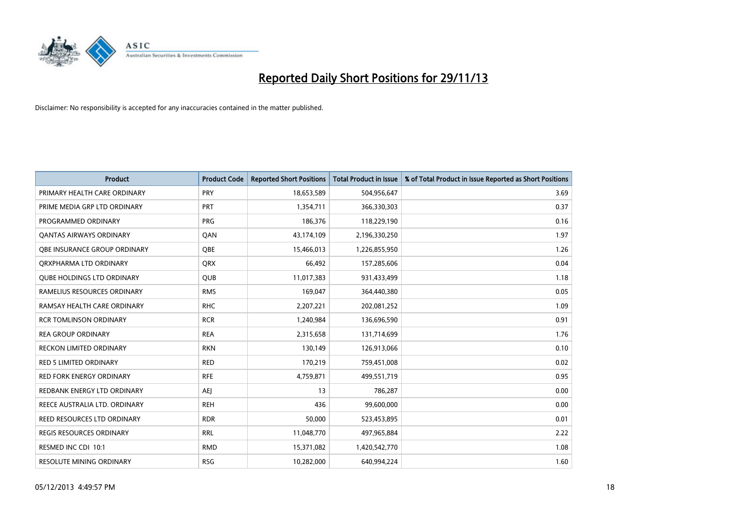# Reported Daily Short Positions for 29/11/13

Disclaimer: No responsibility is accepted for any inaccuracies contained in the matter published.

| Product | Product Code | Reported Short Positions | Total Product in Issue | % of Total Product in Issue Reported as Short Positions |
|---|---|---|---|---|
| PRIMARY HEALTH CARE ORDINARY | PRY | 18,653,589 | 504,956,647 | 3.69 |
| PRIME MEDIA GRP LTD ORDINARY | PRT | 1,354,711 | 366,330,303 | 0.37 |
| PROGRAMMED ORDINARY | PRG | 186,376 | 118,229,190 | 0.16 |
| QANTAS AIRWAYS ORDINARY | QAN | 43,174,109 | 2,196,330,250 | 1.97 |
| QBE INSURANCE GROUP ORDINARY | QBE | 15,466,013 | 1,226,855,950 | 1.26 |
| QRXPHARMA LTD ORDINARY | QRX | 66,492 | 157,285,606 | 0.04 |
| QUBE HOLDINGS LTD ORDINARY | QUB | 11,017,383 | 931,433,499 | 1.18 |
| RAMELIUS RESOURCES ORDINARY | RMS | 169,047 | 364,440,380 | 0.05 |
| RAMSAY HEALTH CARE ORDINARY | RHC | 2,207,221 | 202,081,252 | 1.09 |
| RCR TOMLINSON ORDINARY | RCR | 1,240,984 | 136,696,590 | 0.91 |
| REA GROUP ORDINARY | REA | 2,315,658 | 131,714,699 | 1.76 |
| RECKON LIMITED ORDINARY | RKN | 130,149 | 126,913,066 | 0.10 |
| RED 5 LIMITED ORDINARY | RED | 170,219 | 759,451,008 | 0.02 |
| RED FORK ENERGY ORDINARY | RFE | 4,759,871 | 499,551,719 | 0.95 |
| REDBANK ENERGY LTD ORDINARY | AEJ | 13 | 786,287 | 0.00 |
| REECE AUSTRALIA LTD. ORDINARY | REH | 436 | 99,600,000 | 0.00 |
| REED RESOURCES LTD ORDINARY | RDR | 50,000 | 523,453,895 | 0.01 |
| REGIS RESOURCES ORDINARY | RRL | 11,048,770 | 497,965,884 | 2.22 |
| RESMED INC CDI 10:1 | RMD | 15,371,082 | 1,420,542,770 | 1.08 |
| RESOLUTE MINING ORDINARY | RSG | 10,282,000 | 640,994,224 | 1.60 |

05/12/2013 4:49:57 PM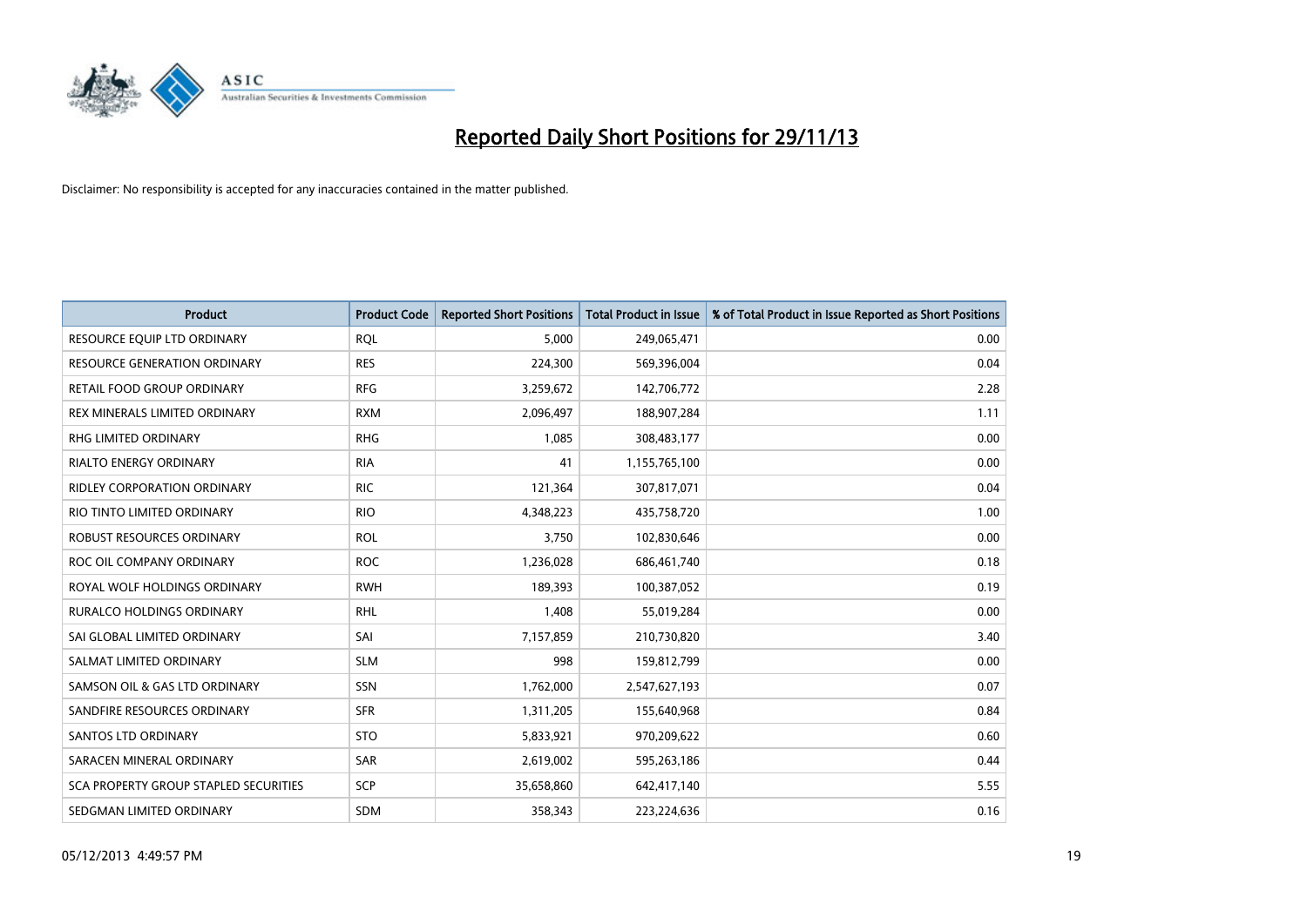# Reported Daily Short Positions for 29/11/13

Disclaimer: No responsibility is accepted for any inaccuracies contained in the matter published.

| Product | Product Code | Reported Short Positions | Total Product in Issue | % of Total Product in Issue Reported as Short Positions |
|---|---|---|---|---|
| RESOURCE EQUIP LTD ORDINARY | RQL | 5,000 | 249,065,471 | 0.00 |
| RESOURCE GENERATION ORDINARY | RES | 224,300 | 569,396,004 | 0.04 |
| RETAIL FOOD GROUP ORDINARY | RFG | 3,259,672 | 142,706,772 | 2.28 |
| REX MINERALS LIMITED ORDINARY | RXM | 2,096,497 | 188,907,284 | 1.11 |
| RHG LIMITED ORDINARY | RHG | 1,085 | 308,483,177 | 0.00 |
| RIALTO ENERGY ORDINARY | RIA | 41 | 1,155,765,100 | 0.00 |
| RIDLEY CORPORATION ORDINARY | RIC | 121,364 | 307,817,071 | 0.04 |
| RIO TINTO LIMITED ORDINARY | RIO | 4,348,223 | 435,758,720 | 1.00 |
| ROBUST RESOURCES ORDINARY | ROL | 3,750 | 102,830,646 | 0.00 |
| ROC OIL COMPANY ORDINARY | ROC | 1,236,028 | 686,461,740 | 0.18 |
| ROYAL WOLF HOLDINGS ORDINARY | RWH | 189,393 | 100,387,052 | 0.19 |
| RURALCO HOLDINGS ORDINARY | RHL | 1,408 | 55,019,284 | 0.00 |
| SAI GLOBAL LIMITED ORDINARY | SAI | 7,157,859 | 210,730,820 | 3.40 |
| SALMAT LIMITED ORDINARY | SLM | 998 | 159,812,799 | 0.00 |
| SAMSON OIL & GAS LTD ORDINARY | SSN | 1,762,000 | 2,547,627,193 | 0.07 |
| SANDFIRE RESOURCES ORDINARY | SFR | 1,311,205 | 155,640,968 | 0.84 |
| SANTOS LTD ORDINARY | STO | 5,833,921 | 970,209,622 | 0.60 |
| SARACEN MINERAL ORDINARY | SAR | 2,619,002 | 595,263,186 | 0.44 |
| SCA PROPERTY GROUP STAPLED SECURITIES | SCP | 35,658,860 | 642,417,140 | 5.55 |
| SEDGMAN LIMITED ORDINARY | SDM | 358,343 | 223,224,636 | 0.16 |

05/12/2013 4:49:57 PM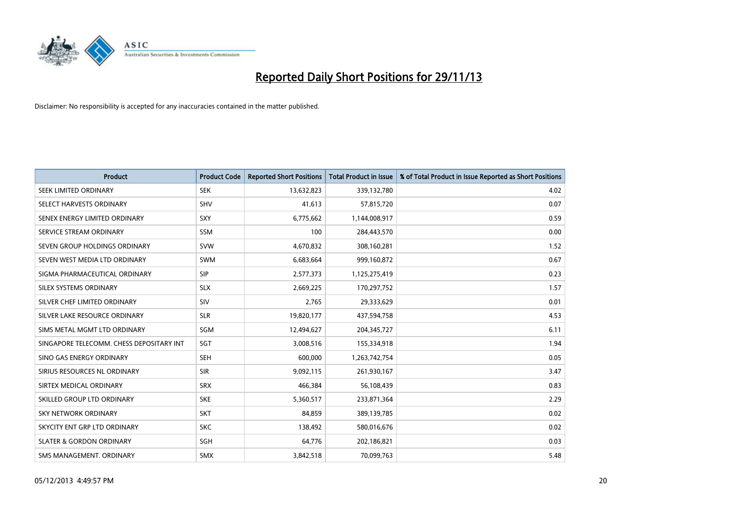# Reported Daily Short Positions for 29/11/13

Disclaimer: No responsibility is accepted for any inaccuracies contained in the matter published.

| Product | Product Code | Reported Short Positions | Total Product in Issue | % of Total Product in Issue Reported as Short Positions |
|---|---|---|---|---|
| SEEK LIMITED ORDINARY | SEK | 13,632,823 | 339,132,780 | 4.02 |
| SELECT HARVESTS ORDINARY | SHV | 41,613 | 57,815,720 | 0.07 |
| SENEX ENERGY LIMITED ORDINARY | SXY | 6,775,662 | 1,144,008,917 | 0.59 |
| SERVICE STREAM ORDINARY | SSM | 100 | 284,443,570 | 0.00 |
| SEVEN GROUP HOLDINGS ORDINARY | SVW | 4,670,832 | 308,160,281 | 1.52 |
| SEVEN WEST MEDIA LTD ORDINARY | SWM | 6,683,664 | 999,160,872 | 0.67 |
| SIGMA PHARMACEUTICAL ORDINARY | SIP | 2,577,373 | 1,125,275,419 | 0.23 |
| SILEX SYSTEMS ORDINARY | SLX | 2,669,225 | 170,297,752 | 1.57 |
| SILVER CHEF LIMITED ORDINARY | SIV | 2,765 | 29,333,629 | 0.01 |
| SILVER LAKE RESOURCE ORDINARY | SLR | 19,820,177 | 437,594,758 | 4.53 |
| SIMS METAL MGMT LTD ORDINARY | SGM | 12,494,627 | 204,345,727 | 6.11 |
| SINGAPORE TELECOMM. CHESS DEPOSITARY INT | SGT | 3,008,516 | 155,334,918 | 1.94 |
| SINO GAS ENERGY ORDINARY | SEH | 600,000 | 1,263,742,754 | 0.05 |
| SIRIUS RESOURCES NL ORDINARY | SIR | 9,092,115 | 261,930,167 | 3.47 |
| SIRTEX MEDICAL ORDINARY | SRX | 466,384 | 56,108,439 | 0.83 |
| SKILLED GROUP LTD ORDINARY | SKE | 5,360,517 | 233,871,364 | 2.29 |
| SKY NETWORK ORDINARY | SKT | 84,859 | 389,139,785 | 0.02 |
| SKYCITY ENT GRP LTD ORDINARY | SKC | 138,492 | 580,016,676 | 0.02 |
| SLATER & GORDON ORDINARY | SGH | 64,776 | 202,186,821 | 0.03 |
| SMS MANAGEMENT. ORDINARY | SMX | 3,842,518 | 70,099,763 | 5.48 |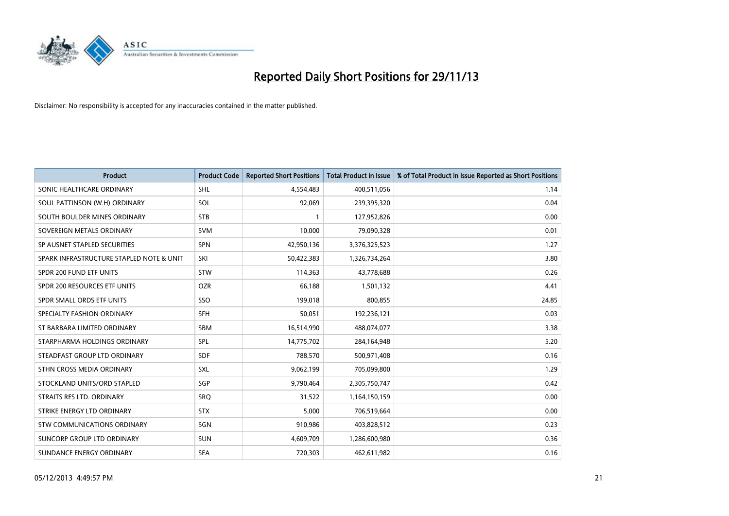# Reported Daily Short Positions for 29/11/13

Disclaimer: No responsibility is accepted for any inaccuracies contained in the matter published.

| Product | Product Code | Reported Short Positions | Total Product in Issue | % of Total Product in Issue Reported as Short Positions |
|---|---|---|---|---|
| SONIC HEALTHCARE ORDINARY | SHL | 4,554,483 | 400,511,056 | 1.14 |
| SOUL PATTINSON (W.H) ORDINARY | SOL | 92,069 | 239,395,320 | 0.04 |
| SOUTH BOULDER MINES ORDINARY | STB | 1 | 127,952,826 | 0.00 |
| SOVEREIGN METALS ORDINARY | SVM | 10,000 | 79,090,328 | 0.01 |
| SP AUSNET STAPLED SECURITIES | SPN | 42,950,136 | 3,376,325,523 | 1.27 |
| SPARK INFRASTRUCTURE STAPLED NOTE & UNIT | SKI | 50,422,383 | 1,326,734,264 | 3.80 |
| SPDR 200 FUND ETF UNITS | STW | 114,363 | 43,778,688 | 0.26 |
| SPDR 200 RESOURCES ETF UNITS | OZR | 66,188 | 1,501,132 | 4.41 |
| SPDR SMALL ORDS ETF UNITS | SSO | 199,018 | 800,855 | 24.85 |
| SPECIALTY FASHION ORDINARY | SFH | 50,051 | 192,236,121 | 0.03 |
| ST BARBARA LIMITED ORDINARY | SBM | 16,514,990 | 488,074,077 | 3.38 |
| STARPHARMA HOLDINGS ORDINARY | SPL | 14,775,702 | 284,164,948 | 5.20 |
| STEADFAST GROUP LTD ORDINARY | SDF | 788,570 | 500,971,408 | 0.16 |
| STHN CROSS MEDIA ORDINARY | SXL | 9,062,199 | 705,099,800 | 1.29 |
| STOCKLAND UNITS/ORD STAPLED | SGP | 9,790,464 | 2,305,750,747 | 0.42 |
| STRAITS RES LTD. ORDINARY | SRQ | 31,522 | 1,164,150,159 | 0.00 |
| STRIKE ENERGY LTD ORDINARY | STX | 5,000 | 706,519,664 | 0.00 |
| STW COMMUNICATIONS ORDINARY | SGN | 910,986 | 403,828,512 | 0.23 |
| SUNCORP GROUP LTD ORDINARY | SUN | 4,609,709 | 1,286,600,980 | 0.36 |
| SUNDANCE ENERGY ORDINARY | SEA | 720,303 | 462,611,982 | 0.16 |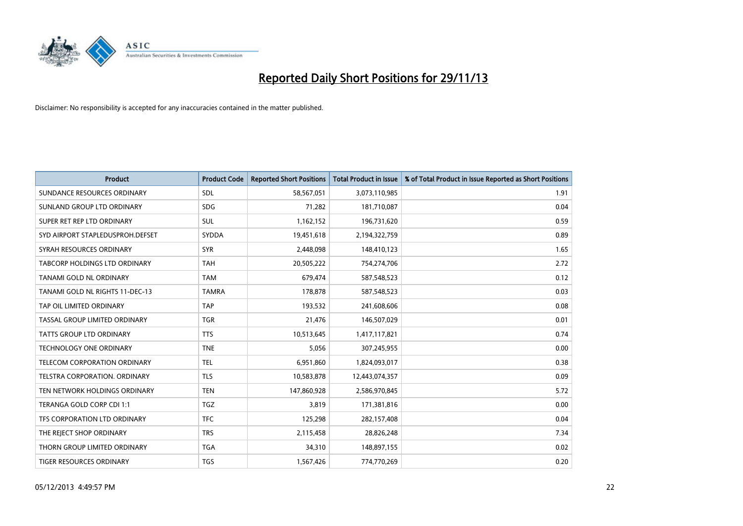# Reported Daily Short Positions for 29/11/13

Disclaimer: No responsibility is accepted for any inaccuracies contained in the matter published.

| Product | Product Code | Reported Short Positions | Total Product in Issue | % of Total Product in Issue Reported as Short Positions |
|---|---|---|---|---|
| SUNDANCE RESOURCES ORDINARY | SDL | 58,567,051 | 3,073,110,985 | 1.91 |
| SUNLAND GROUP LTD ORDINARY | SDG | 71,282 | 181,710,087 | 0.04 |
| SUPER RET REP LTD ORDINARY | SUL | 1,162,152 | 196,731,620 | 0.59 |
| SYD AIRPORT STAPLEDUSPROH.DEFSET | SYDDA | 19,451,618 | 2,194,322,759 | 0.89 |
| SYRAH RESOURCES ORDINARY | SYR | 2,448,098 | 148,410,123 | 1.65 |
| TABCORP HOLDINGS LTD ORDINARY | TAH | 20,505,222 | 754,274,706 | 2.72 |
| TANAMI GOLD NL ORDINARY | TAM | 679,474 | 587,548,523 | 0.12 |
| TANAMI GOLD NL RIGHTS 11-DEC-13 | TAMRA | 178,878 | 587,548,523 | 0.03 |
| TAP OIL LIMITED ORDINARY | TAP | 193,532 | 241,608,606 | 0.08 |
| TASSAL GROUP LIMITED ORDINARY | TGR | 21,476 | 146,507,029 | 0.01 |
| TATTS GROUP LTD ORDINARY | TTS | 10,513,645 | 1,417,117,821 | 0.74 |
| TECHNOLOGY ONE ORDINARY | TNE | 5,056 | 307,245,955 | 0.00 |
| TELECOM CORPORATION ORDINARY | TEL | 6,951,860 | 1,824,093,017 | 0.38 |
| TELSTRA CORPORATION. ORDINARY | TLS | 10,583,878 | 12,443,074,357 | 0.09 |
| TEN NETWORK HOLDINGS ORDINARY | TEN | 147,860,928 | 2,586,970,845 | 5.72 |
| TERANGA GOLD CORP CDI 1:1 | TGZ | 3,819 | 171,381,816 | 0.00 |
| TFS CORPORATION LTD ORDINARY | TFC | 125,298 | 282,157,408 | 0.04 |
| THE REJECT SHOP ORDINARY | TRS | 2,115,458 | 28,826,248 | 7.34 |
| THORN GROUP LIMITED ORDINARY | TGA | 34,310 | 148,897,155 | 0.02 |
| TIGER RESOURCES ORDINARY | TGS | 1,567,426 | 774,770,269 | 0.20 |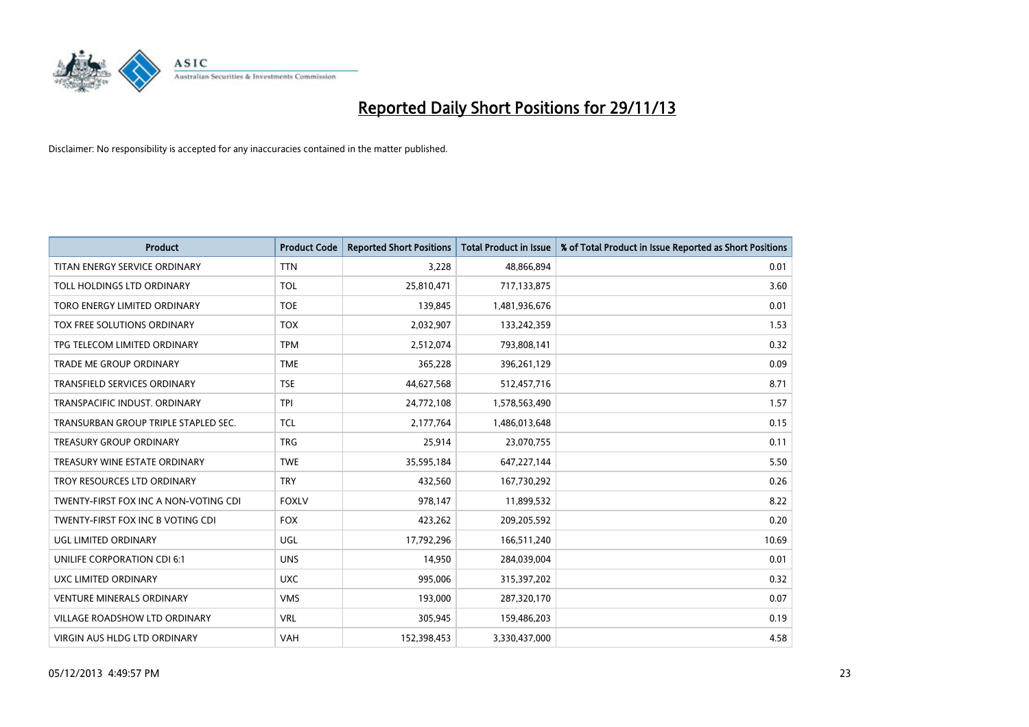# Reported Daily Short Positions for 29/11/13

Disclaimer: No responsibility is accepted for any inaccuracies contained in the matter published.

| Product | Product Code | Reported Short Positions | Total Product in Issue | % of Total Product in Issue Reported as Short Positions |
|---|---|---|---|---|
| TITAN ENERGY SERVICE ORDINARY | TTN | 3,228 | 48,866,894 | 0.01 |
| TOLL HOLDINGS LTD ORDINARY | TOL | 25,810,471 | 717,133,875 | 3.60 |
| TORO ENERGY LIMITED ORDINARY | TOE | 139,845 | 1,481,936,676 | 0.01 |
| TOX FREE SOLUTIONS ORDINARY | TOX | 2,032,907 | 133,242,359 | 1.53 |
| TPG TELECOM LIMITED ORDINARY | TPM | 2,512,074 | 793,808,141 | 0.32 |
| TRADE ME GROUP ORDINARY | TME | 365,228 | 396,261,129 | 0.09 |
| TRANSFIELD SERVICES ORDINARY | TSE | 44,627,568 | 512,457,716 | 8.71 |
| TRANSPACIFIC INDUST. ORDINARY | TPI | 24,772,108 | 1,578,563,490 | 1.57 |
| TRANSURBAN GROUP TRIPLE STAPLED SEC. | TCL | 2,177,764 | 1,486,013,648 | 0.15 |
| TREASURY GROUP ORDINARY | TRG | 25,914 | 23,070,755 | 0.11 |
| TREASURY WINE ESTATE ORDINARY | TWE | 35,595,184 | 647,227,144 | 5.50 |
| TROY RESOURCES LTD ORDINARY | TRY | 432,560 | 167,730,292 | 0.26 |
| TWENTY-FIRST FOX INC A NON-VOTING CDI | FOXLV | 978,147 | 11,899,532 | 8.22 |
| TWENTY-FIRST FOX INC B VOTING CDI | FOX | 423,262 | 209,205,592 | 0.20 |
| UGL LIMITED ORDINARY | UGL | 17,792,296 | 166,511,240 | 10.69 |
| UNILIFE CORPORATION CDI 6:1 | UNS | 14,950 | 284,039,004 | 0.01 |
| UXC LIMITED ORDINARY | UXC | 995,006 | 315,397,202 | 0.32 |
| VENTURE MINERALS ORDINARY | VMS | 193,000 | 287,320,170 | 0.07 |
| VILLAGE ROADSHOW LTD ORDINARY | VRL | 305,945 | 159,486,203 | 0.19 |
| VIRGIN AUS HLDG LTD ORDINARY | VAH | 152,398,453 | 3,330,437,000 | 4.58 |

05/12/2013 4:49:57 PM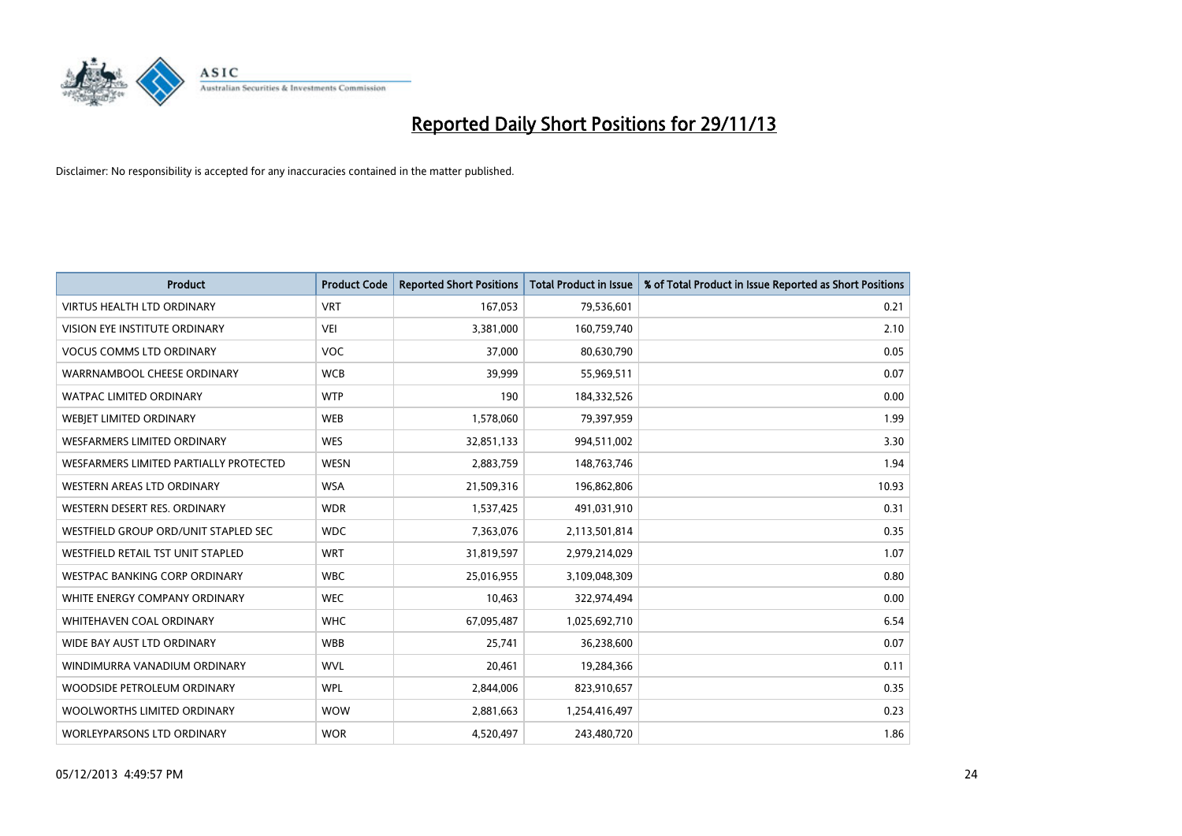# Reported Daily Short Positions for 29/11/13

Disclaimer: No responsibility is accepted for any inaccuracies contained in the matter published.

| Product | Product Code | Reported Short Positions | Total Product in Issue | % of Total Product in Issue Reported as Short Positions |
|---|---|---|---|---|
| VIRTUS HEALTH LTD ORDINARY | VRT | 167,053 | 79,536,601 | 0.21 |
| VISION EYE INSTITUTE ORDINARY | VEI | 3,381,000 | 160,759,740 | 2.10 |
| VOCUS COMMS LTD ORDINARY | VOC | 37,000 | 80,630,790 | 0.05 |
| WARRNAMBOOL CHEESE ORDINARY | WCB | 39,999 | 55,969,511 | 0.07 |
| WATPAC LIMITED ORDINARY | WTP | 190 | 184,332,526 | 0.00 |
| WEBJET LIMITED ORDINARY | WEB | 1,578,060 | 79,397,959 | 1.99 |
| WESFARMERS LIMITED ORDINARY | WES | 32,851,133 | 994,511,002 | 3.30 |
| WESFARMERS LIMITED PARTIALLY PROTECTED | WESN | 2,883,759 | 148,763,746 | 1.94 |
| WESTERN AREAS LTD ORDINARY | WSA | 21,509,316 | 196,862,806 | 10.93 |
| WESTERN DESERT RES. ORDINARY | WDR | 1,537,425 | 491,031,910 | 0.31 |
| WESTFIELD GROUP ORD/UNIT STAPLED SEC | WDC | 7,363,076 | 2,113,501,814 | 0.35 |
| WESTFIELD RETAIL TST UNIT STAPLED | WRT | 31,819,597 | 2,979,214,029 | 1.07 |
| WESTPAC BANKING CORP ORDINARY | WBC | 25,016,955 | 3,109,048,309 | 0.80 |
| WHITE ENERGY COMPANY ORDINARY | WEC | 10,463 | 322,974,494 | 0.00 |
| WHITEHAVEN COAL ORDINARY | WHC | 67,095,487 | 1,025,692,710 | 6.54 |
| WIDE BAY AUST LTD ORDINARY | WBB | 25,741 | 36,238,600 | 0.07 |
| WINDIMURRA VANADIUM ORDINARY | WVL | 20,461 | 19,284,366 | 0.11 |
| WOODSIDE PETROLEUM ORDINARY | WPL | 2,844,006 | 823,910,657 | 0.35 |
| WOOLWORTHS LIMITED ORDINARY | WOW | 2,881,663 | 1,254,416,497 | 0.23 |
| WORLEYPARSONS LTD ORDINARY | WOR | 4,520,497 | 243,480,720 | 1.86 |

05/12/2013 4:49:57 PM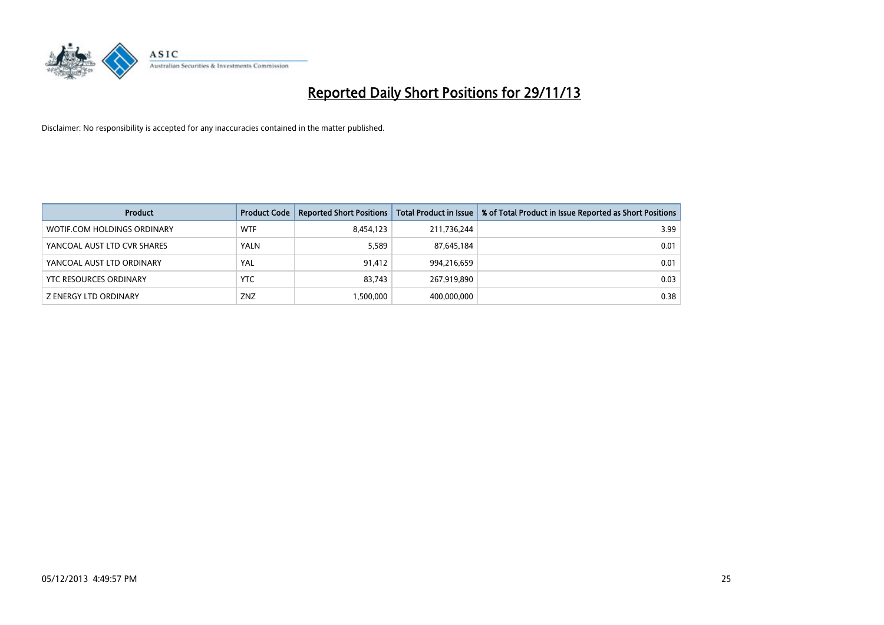# Reported Daily Short Positions for 29/11/13

Disclaimer: No responsibility is accepted for any inaccuracies contained in the matter published.

| Product | Product Code | Reported Short Positions | Total Product in Issue | % of Total Product in Issue Reported as Short Positions |
|---|---|---|---|---|
| WOTIF.COM HOLDINGS ORDINARY | WTF | 8,454,123 | 211,736,244 | 3.99 |
| YANCOAL AUST LTD CVR SHARES | YALN | 5,589 | 87,645,184 | 0.01 |
| YANCOAL AUST LTD ORDINARY | YAL | 91,412 | 994,216,659 | 0.01 |
| YTC RESOURCES ORDINARY | YTC | 83,743 | 267,919,890 | 0.03 |
| Z ENERGY LTD ORDINARY | ZNZ | 1,500,000 | 400,000,000 | 0.38 |

05/12/2013 4:49:57 PM